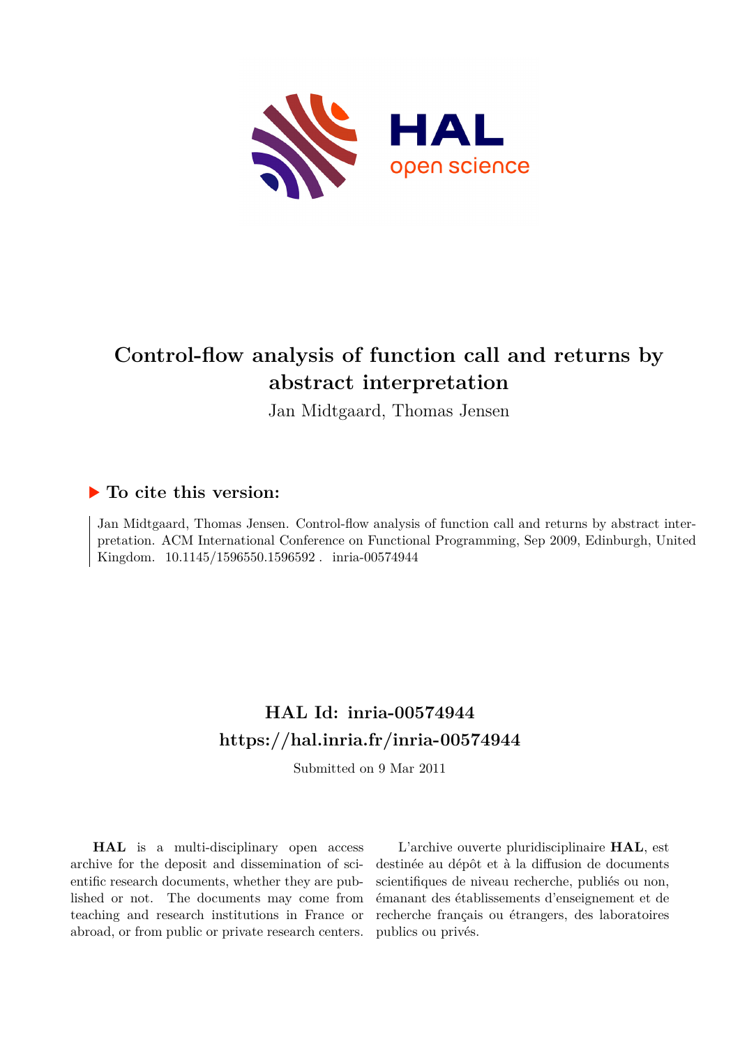# Control-flow analysis of function call and returns by abstract interpretation

Jan Midtgaard, Thomas Jensen

## To cite this version:

Jan Midtgaard, Thomas Jensen. Control-flow analysis of function call and returns by abstract interpretation. ACM International Conference on Functional Programming, Sep 2009, Edinburgh, United Kingdom. 10.1145/1596550.1596592 . inria-00574944

## HAL Id: inria-00574944
## https://hal.inria.fr/inria-00574944

Submitted on 9 Mar 2011

**HAL** is a multi-disciplinary open access archive for the deposit and dissemination of scientific research documents, whether they are published or not. The documents may come from teaching and research institutions in France or abroad, or from public or private research centers.

L'archive ouverte pluridisciplinaire **HAL**, est destinée au dépôt et à la diffusion de documents scientifiques de niveau recherche, publiés ou non, émanant des établissements d'enseignement et de recherche français ou étrangers, des laboratoires publics ou privés.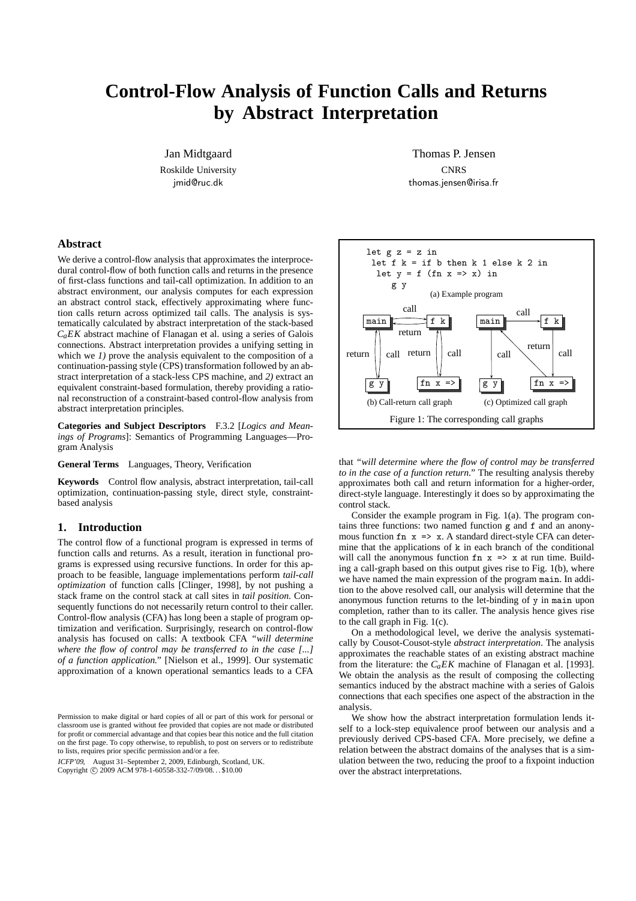# Control-Flow Analysis of Function Calls and Returns by Abstract Interpretation

Jan Midtgaard
Roskilde University
jmid@ruc.dk

Thomas P. Jensen
CNRS
thomas.jensen@irisa.fr

## Abstract

We derive a control-flow analysis that approximates the interprocedural control-flow of both function calls and returns in the presence of first-class functions and tail-call optimization. In addition to an abstract environment, our analysis computes for each expression an abstract control stack, effectively approximating where function calls return across optimized tail calls. The analysis is systematically calculated by abstract interpretation of the stack-based $C_aEK$ abstract machine of Flanagan et al. using a series of Galois connections. Abstract interpretation provides a unifying setting in which we *1)* prove the analysis equivalent to the composition of a continuation-passing style (CPS) transformation followed by an abstract interpretation of a stack-less CPS machine, and *2)* extract an equivalent constraint-based formulation, thereby providing a rational reconstruction of a constraint-based control-flow analysis from abstract interpretation principles.

**Categories and Subject Descriptors** F.3.2 [*Logics and Meanings of Programs*]: Semantics of Programming Languages—Program Analysis

**General Terms** Languages, Theory, Verification

**Keywords** Control flow analysis, abstract interpretation, tail-call optimization, continuation-passing style, direct style, constraint-based analysis

## 1. Introduction

The control flow of a functional program is expressed in terms of function calls and returns. As a result, iteration in functional programs is expressed using recursive functions. In order for this approach to be feasible, language implementations perform *tail-call optimization* of function calls [Clinger, 1998], by not pushing a stack frame on the control stack at call sites in *tail position*. Consequently functions do not necessarily return control to their caller. Control-flow analysis (CFA) has long been a staple of program optimization and verification. Surprisingly, research on control-flow analysis has focused on calls: A textbook CFA *"will determine where the flow of control may be transferred to in the case [...] of a function application."* [Nielson et al., 1999]. Our systematic approximation of a known operational semantics leads to a CFA that *"will determine where the flow of control may be transferred to in the case of a function return."* The resulting analysis thereby approximates both call and return information for a higher-order, direct-style language. Interestingly it does so by approximating the control stack.

```
let g z = z in
 let f k = if b then k 1 else k 2 in
  let y = f (fn x => x) in
    g y
```

(a) Example program

(b) Call-return call graph    (c) Optimized call graph

Figure 1: The corresponding call graphs

Consider the example program in Fig. 1(a). The program contains three functions: two named function `g` and `f` and an anonymous function `fn x => x`. A standard direct-style CFA can determine that the applications of `k` in each branch of the conditional will call the anonymous function `fn x => x` at run time. Building a call-graph based on this output gives rise to Fig. 1(b), where we have named the main expression of the program `main`. In addition to the above resolved call, our analysis will determine that the anonymous function returns to the let-binding of `y` in `main` upon completion, rather than to its caller. The analysis hence gives rise to the call graph in Fig. 1(c).

On a methodological level, we derive the analysis systematically by Cousot-Cousot-style *abstract interpretation*. The analysis approximates the reachable states of an existing abstract machine from the literature: the $C_aEK$ machine of Flanagan et al. [1993]. We obtain the analysis as the result of composing the collecting semantics induced by the abstract machine with a series of Galois connections that each specifies one aspect of the abstraction in the analysis.

We show how the abstract interpretation formulation lends itself to a lock-step equivalence proof between our analysis and a previously derived CPS-based CFA. More precisely, we define a relation between the abstract domains of the analyses that is a simulation between the two, reducing the proof to a fixpoint induction over the abstract interpretations.

Permission to make digital or hard copies of all or part of this work for personal or classroom use is granted without fee provided that copies are not made or distributed for profit or commercial advantage and that copies bear this notice and the full citation on the first page. To copy otherwise, to republish, to post on servers or to redistribute to lists, requires prior specific permission and/or a fee.

*ICFP'09,* August 31–September 2, 2009, Edinburgh, Scotland, UK.
Copyright © 2009 ACM 978-1-60558-332-7/09/08...$10.00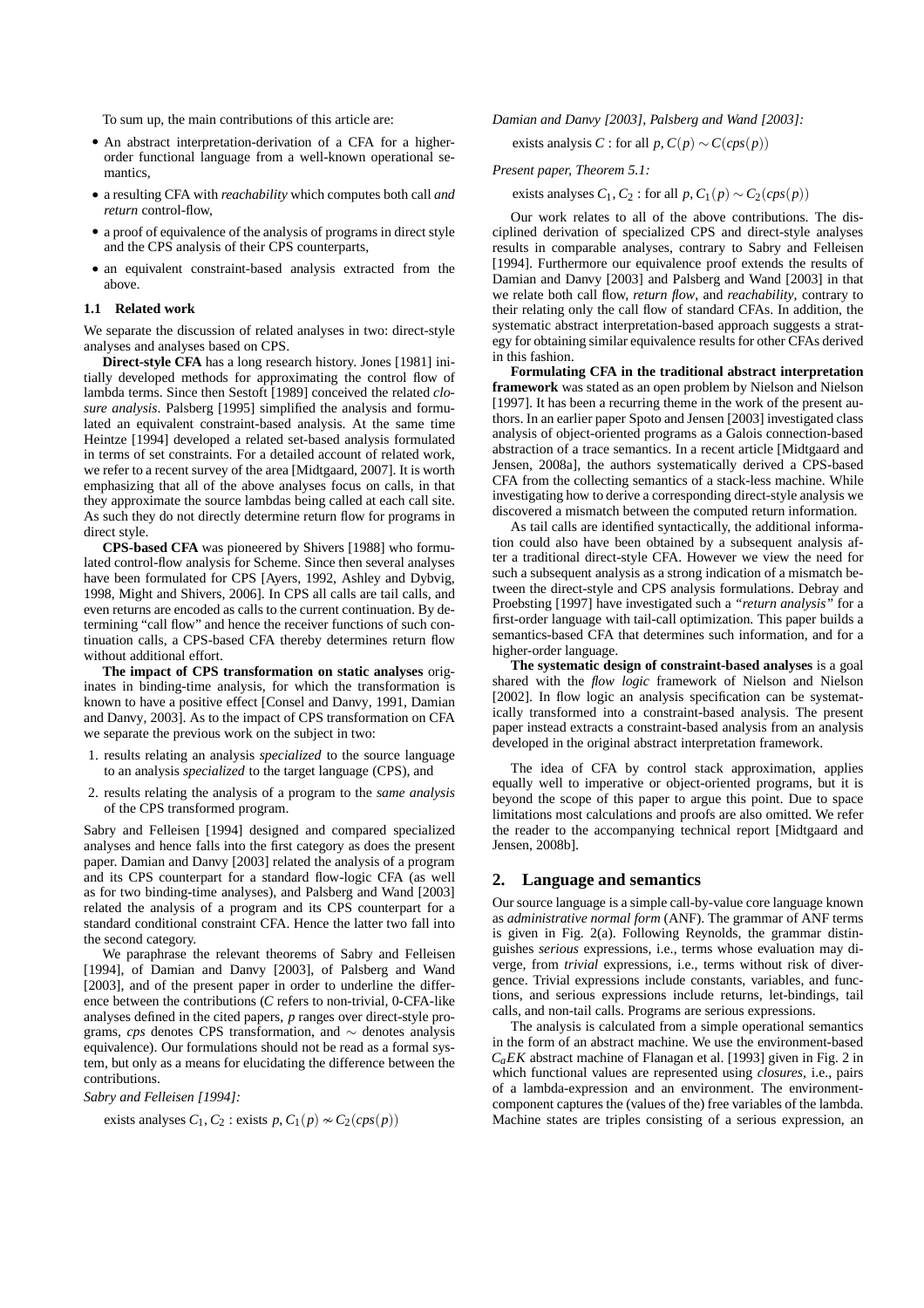To sum up, the main contributions of this article are:

- An abstract interpretation-derivation of a CFA for a higher-order functional language from a well-known operational semantics,
- a resulting CFA with *reachability* which computes both call *and return* control-flow,
- a proof of equivalence of the analysis of programs in direct style and the CPS analysis of their CPS counterparts,
- an equivalent constraint-based analysis extracted from the above.

### 1.1 Related work

We separate the discussion of related analyses in two: direct-style analyses and analyses based on CPS.

**Direct-style CFA** has a long research history. Jones [1981] initially developed methods for approximating the control flow of lambda terms. Since then Sestoft [1989] conceived the related *closure analysis*. Palsberg [1995] simplified the analysis and formulated an equivalent constraint-based analysis. At the same time Heintze [1994] developed a related set-based analysis formulated in terms of set constraints. For a detailed account of related work, we refer to a recent survey of the area [Midtgaard, 2007]. It is worth emphasizing that all of the above analyses focus on calls, in that they approximate the source lambdas being called at each call site. As such they do not directly determine return flow for programs in direct style.

**CPS-based CFA** was pioneered by Shivers [1988] who formulated control-flow analysis for Scheme. Since then several analyses have been formulated for CPS [Ayers, 1992, Ashley and Dybvig, 1998, Might and Shivers, 2006]. In CPS all calls are tail calls, and even returns are encoded as calls to the current continuation. By determining "call flow" and hence the receiver functions of such continuation calls, a CPS-based CFA thereby determines return flow without additional effort.

**The impact of CPS transformation on static analyses** originates in binding-time analysis, for which the transformation is known to have a positive effect [Consel and Danvy, 1991, Damian and Danvy, 2003]. As to the impact of CPS transformation on CFA we separate the previous work on the subject in two:

1. results relating an analysis *specialized* to the source language to an analysis *specialized* to the target language (CPS), and
2. results relating the analysis of a program to the *same analysis* of the CPS transformed program.

Sabry and Felleisen [1994] designed and compared specialized analyses and hence falls into the first category as does the present paper. Damian and Danvy [2003] related the analysis of a program and its CPS counterpart for a standard flow-logic CFA (as well as for two binding-time analyses), and Palsberg and Wand [2003] related the analysis of a program and its CPS counterpart for a standard conditional constraint CFA. Hence the latter two fall into the second category.

We paraphrase the relevant theorems of Sabry and Felleisen [1994], of Damian and Danvy [2003], of Palsberg and Wand [2003], and of the present paper in order to underline the difference between the contributions ($C$ refers to non-trivial, 0-CFA-like analyses defined in the cited papers, $p$ ranges over direct-style programs, $cps$ denotes CPS transformation, and $\sim$ denotes analysis equivalence). Our formulations should not be read as a formal system, but only as a means for elucidating the difference between the contributions.

*Sabry and Felleisen [1994]:*

exists analyses $C_1, C_2$ : exists $p, C_1(p) \nsim C_2(cps(p))$

*Damian and Danvy [2003], Palsberg and Wand [2003]:*

exists analysis $C$ : for all $p, C(p) \sim C(cps(p))$

*Present paper, Theorem 5.1:*

exists analyses $C_1, C_2$ : for all $p, C_1(p) \sim C_2(cps(p))$

Our work relates to all of the above contributions. The disciplined derivation of specialized CPS and direct-style analyses results in comparable analyses, contrary to Sabry and Felleisen [1994]. Furthermore our equivalence proof extends the results of Damian and Danvy [2003] and Palsberg and Wand [2003] in that we relate both call flow, *return flow*, and *reachability*, contrary to their relating only the call flow of standard CFAs. In addition, the systematic abstract interpretation-based approach suggests a strategy for obtaining similar equivalence results for other CFAs derived in this fashion.

**Formulating CFA in the traditional abstract interpretation framework** was stated as an open problem by Nielson and Nielson [1997]. It has been a recurring theme in the work of the present authors. In an earlier paper Spoto and Jensen [2003] investigated class analysis of object-oriented programs as a Galois connection-based abstraction of a trace semantics. In a recent article [Midtgaard and Jensen, 2008a], the authors systematically derived a CPS-based CFA from the collecting semantics of a stack-less machine. While investigating how to derive a corresponding direct-style analysis we discovered a mismatch between the computed return information.

As tail calls are identified syntactically, the additional information could also have been obtained by a subsequent analysis after a traditional direct-style CFA. However we view the need for such a subsequent analysis as a strong indication of a mismatch between the direct-style and CPS analysis formulations. Debray and Proebsting [1997] have investigated such a *"return analysis"* for a first-order language with tail-call optimization. This paper builds a semantics-based CFA that determines such information, and for a higher-order language.

**The systematic design of constraint-based analyses** is a goal shared with the *flow logic* framework of Nielson and Nielson [2002]. In flow logic an analysis specification can be systematically transformed into a constraint-based analysis. The present paper instead extracts a constraint-based analysis from an analysis developed in the original abstract interpretation framework.

The idea of CFA by control stack approximation, applies equally well to imperative or object-oriented programs, but it is beyond the scope of this paper to argue this point. Due to space limitations most calculations and proofs are also omitted. We refer the reader to the accompanying technical report [Midtgaard and Jensen, 2008b].

## 2. Language and semantics

Our source language is a simple call-by-value core language known as *administrative normal form* (ANF). The grammar of ANF terms is given in Fig. 2(a). Following Reynolds, the grammar distinguishes *serious* expressions, i.e., terms whose evaluation may diverge, from *trivial* expressions, i.e., terms without risk of divergence. Trivial expressions include constants, variables, and functions, and serious expressions include returns, let-bindings, tail calls, and non-tail calls. Programs are serious expressions.

The analysis is calculated from a simple operational semantics in the form of an abstract machine. We use the environment-based $C_aEK$ abstract machine of Flanagan et al. [1993] given in Fig. 2 in which functional values are represented using *closures*, i.e., pairs of a lambda-expression and an environment. The environment-component captures the (values of the) free variables of the lambda. Machine states are triples consisting of a serious expression, an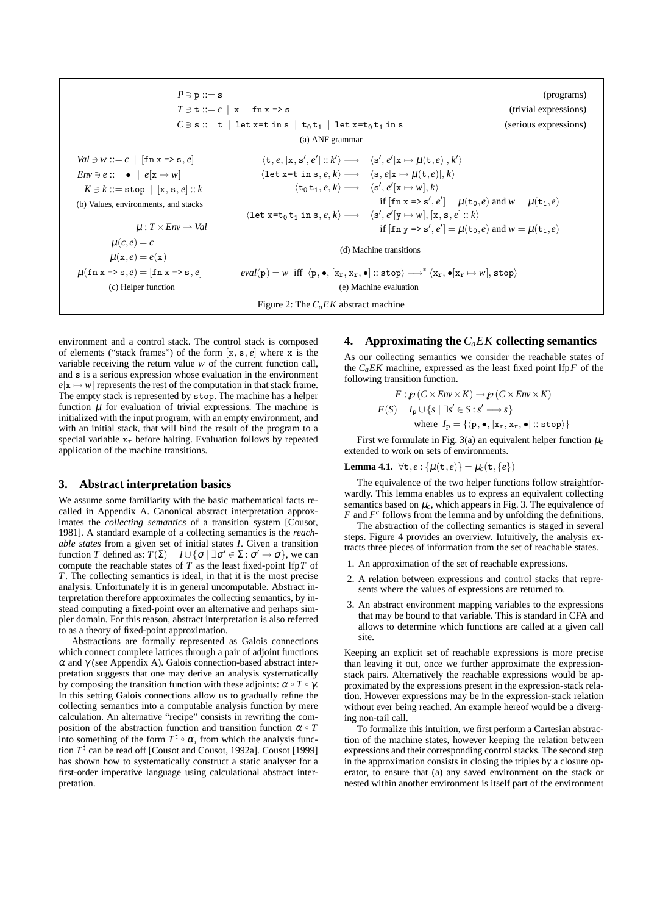$$
\begin{aligned}
P \ni \mathtt{p} &::= \mathtt{s} && \text{(programs)}\\
T \ni \mathtt{t} &::= c \mid \mathtt{x} \mid \mathtt{fn\ x\ =>\ s} && \text{(trivial expressions)}\\
C \ni \mathtt{s} &::= \mathtt{t} \mid \mathtt{let\ x=t\ in\ s} \mid \mathtt{t_0\,t_1} \mid \mathtt{let\ x=t_0\,t_1\ in\ s} && \text{(serious expressions)}
\end{aligned}
$$

(a) ANF grammar

$$
\begin{aligned}
Val \ni w &::= c \mid [\mathtt{fn\ x\ =>\ s}, e]\\
Env \ni e &::= \bullet \mid e[\mathtt{x} \mapsto w]\\
K \ni k &::= \mathtt{stop} \mid [\mathtt{x}, \mathtt{s}, e] :: k
\end{aligned}
$$

(b) Values, environments, and stacks

$$
\begin{aligned}
\mu &: T \times Env \rightharpoonup Val\\
\mu(c, e) &= c\\
\mu(\mathtt{x}, e) &= e(\mathtt{x})\\
\mu(\mathtt{fn\ x\ =>\ s}, e) &= [\mathtt{fn\ x\ =>\ s}, e]
\end{aligned}
$$

(c) Helper function

$$
\begin{aligned}
\langle \mathtt{t}, e, [\mathtt{x}, \mathtt{s}', e'] :: k' \rangle &\longrightarrow \langle \mathtt{s}', e'[\mathtt{x} \mapsto \mu(\mathtt{t}, e)], k' \rangle\\
\langle \mathtt{let\ x=t\ in\ s}, e, k \rangle &\longrightarrow \langle \mathtt{s}, e[\mathtt{x} \mapsto \mu(\mathtt{t}, e)], k \rangle\\
\langle \mathtt{t_0\,t_1}, e, k \rangle &\longrightarrow \langle \mathtt{s}', e'[\mathtt{x} \mapsto w], k \rangle\\
&\qquad \text{if } [\mathtt{fn\ x\ =>\ s}', e'] = \mu(\mathtt{t_0}, e) \text{ and } w = \mu(\mathtt{t_1}, e)\\
\langle \mathtt{let\ x=t_0\,t_1\ in\ s}, e, k \rangle &\longrightarrow \langle \mathtt{s}', e'[\mathtt{y} \mapsto w], [\mathtt{x}, \mathtt{s}, e] :: k \rangle\\
&\qquad \text{if } [\mathtt{fn\ y\ =>\ s}', e'] = \mu(\mathtt{t_0}, e) \text{ and } w = \mu(\mathtt{t_1}, e)
\end{aligned}
$$

(d) Machine transitions

$$
eval(\mathtt{p}) = w \ \text{ iff } \ \langle \mathtt{p}, \bullet, [\mathtt{x_r}, \mathtt{x_r}, \bullet] :: \mathtt{stop} \rangle \longrightarrow^* \langle \mathtt{x_r}, \bullet[\mathtt{x_r} \mapsto w], \mathtt{stop} \rangle
$$

(e) Machine evaluation

Figure 2: The $C_aEK$ abstract machine

environment and a control stack. The control stack is composed of elements ("stack frames") of the form $[\mathtt{x}, \mathtt{s}, e]$ where x is the variable receiving the return value $w$ of the current function call, and s is a serious expression whose evaluation in the environment $e[\mathtt{x} \mapsto w]$ represents the rest of the computation in that stack frame. The empty stack is represented by stop. The machine has a helper function $\mu$ for evaluation of trivial expressions. The machine is initialized with the input program, with an empty environment, and with an initial stack, that will bind the result of the program to a special variable $\mathtt{x_r}$ before halting. Evaluation follows by repeated application of the machine transitions.

## 3. Abstract interpretation basics

We assume some familiarity with the basic mathematical facts recalled in Appendix A. Canonical abstract interpretation approximates the *collecting semantics* of a transition system [Cousot, 1981]. A standard example of a collecting semantics is the *reachable states* from a given set of initial states $I$. Given a transition function $T$ defined as: $T(\Sigma) = I \cup \{\sigma \mid \exists \sigma' \in \Sigma : \sigma' \to \sigma\}$, we can compute the reachable states of $T$ as the least fixed-point $\mathrm{lfp}\, T$ of $T$. The collecting semantics is ideal, in that it is the most precise analysis. Unfortunately it is in general uncomputable. Abstract interpretation therefore approximates the collecting semantics, by instead computing a fixed-point over an alternative and perhaps simpler domain. For this reason, abstract interpretation is also referred to as a theory of fixed-point approximation.

Abstractions are formally represented as Galois connections which connect complete lattices through a pair of adjoint functions $\alpha$ and $\gamma$ (see Appendix A). Galois connection-based abstract interpretation suggests that one may derive an analysis systematically by composing the transition function with these adjoints: $\alpha \circ T \circ \gamma$. In this setting Galois connections allow us to gradually refine the collecting semantics into a computable analysis function by mere calculation. An alternative "recipe" consists in rewriting the composition of the abstraction function and transition function $\alpha \circ T$ into something of the form $T^\sharp \circ \alpha$, from which the analysis function $T^\sharp$ can be read off [Cousot and Cousot, 1992a]. Cousot [1999] has shown how to systematically construct a static analyser for a first-order imperative language using calculational abstract interpretation.

## 4. Approximating the $C_aEK$ collecting semantics

As our collecting semantics we consider the reachable states of the $C_aEK$ machine, expressed as the least fixed point $\mathrm{lfp} F$ of the following transition function.

$$
\begin{aligned}
F &: \wp(C \times Env \times K) \to \wp(C \times Env \times K)\\
F(S) &= I_\mathtt{p} \cup \{s \mid \exists s' \in S : s' \longrightarrow s\}\\
&\qquad \text{where } I_\mathtt{p} = \{\langle \mathtt{p}, \bullet, [\mathtt{x_r}, \mathtt{x_r}, \bullet] :: \mathtt{stop} \rangle\}
\end{aligned}
$$

First we formulate in Fig. 3(a) an equivalent helper function $\mu_c$ extended to work on sets of environments.

**Lemma 4.1.** $\forall \mathtt{t}, e : \{\mu(\mathtt{t}, e)\} = \mu_c(\mathtt{t}, \{e\})$

The equivalence of the two helper functions follow straightforwardly. This lemma enables us to express an equivalent collecting semantics based on $\mu_c$, which appears in Fig. 3. The equivalence of $F$ and $F^c$ follows from the lemma and by unfolding the definitions.

The abstraction of the collecting semantics is staged in several steps. Figure 4 provides an overview. Intuitively, the analysis extracts three pieces of information from the set of reachable states.

1. An approximation of the set of reachable expressions.
2. A relation between expressions and control stacks that represents where the values of expressions are returned to.
3. An abstract environment mapping variables to the expressions that may be bound to that variable. This is standard in CFA and allows to determine which functions are called at a given call site.

Keeping an explicit set of reachable expressions is more precise than leaving it out, once we further approximate the expression-stack pairs. Alternatively the reachable expressions would be approximated by the expressions present in the expression-stack relation. However expressions may be in the expression-stack relation without ever being reached. An example hereof would be a diverging non-tail call.

To formalize this intuition, we first perform a Cartesian abstraction of the machine states, however keeping the relation between expressions and their corresponding control stacks. The second step in the approximation consists in closing the triples by a closure operator, to ensure that (a) any saved environment on the stack or nested within another environment is itself part of the environment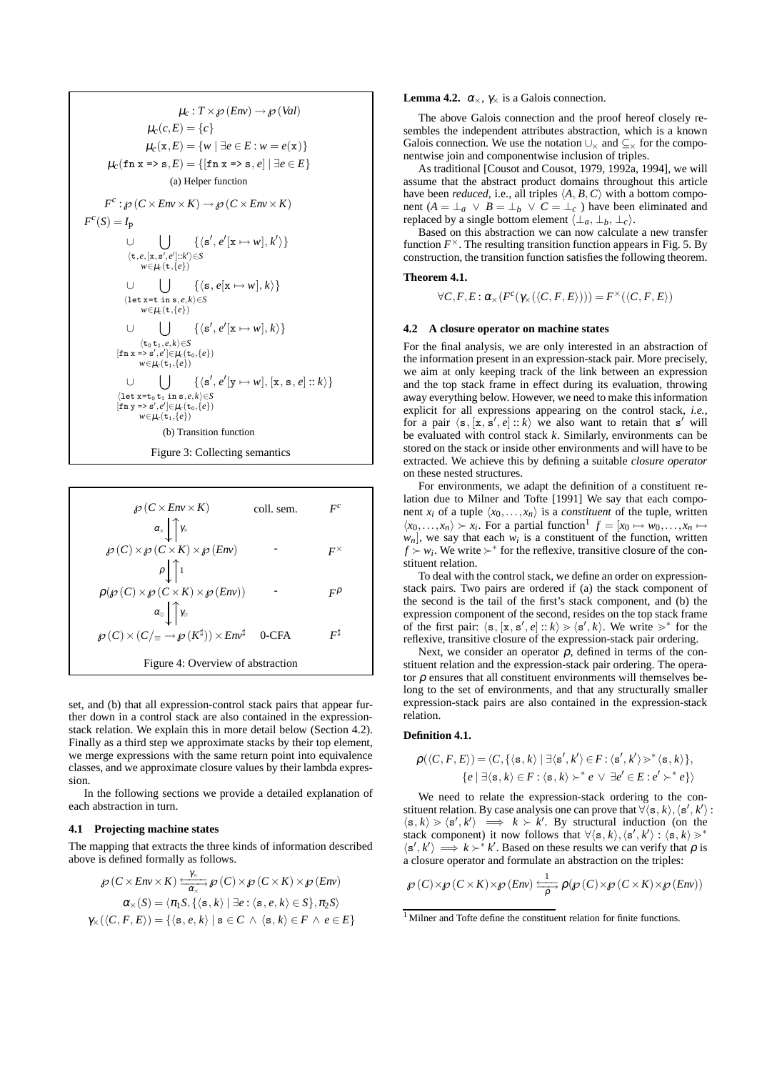$$\mu_c : T \times \wp(Env) \rightarrow \wp(Val)$$

$$\mu_c(c, E) = \{c\}$$

$$\mu_c(\mathtt{x}, E) = \{w \mid \exists e \in E : w = e(\mathtt{x})\}$$

$$\mu_c(\mathtt{fn\ x\ \Rightarrow\ s}, E) = \{[\mathtt{fn\ x\ \Rightarrow\ s},\, e] \mid \exists e \in E\}$$

(a) Helper function

$$F^c : \wp(C \times Env \times K) \rightarrow \wp(C \times Env \times K)$$

$$
\begin{aligned}
F^c(S) = I_{\mathtt{p}} \;&\cup \bigcup_{\substack{\langle \mathtt{t}, e, [\mathtt{x}, \mathtt{s}', e'] :: k' \rangle \in S \\ w \in \mu_c(\mathtt{t}, \{e\})}} \{\langle \mathtt{s}', e'[\mathtt{x} \mapsto w], k' \rangle\} \\
&\cup \bigcup_{\substack{\langle \mathtt{let\ x{=}t\ in\ s}, e, k \rangle \in S \\ w \in \mu_c(\mathtt{t}, \{e\})}} \{\langle \mathtt{s}, e[\mathtt{x} \mapsto w], k \rangle\} \\
&\cup \bigcup_{\substack{\langle \mathtt{t}_0\, \mathtt{t}_1, e, k \rangle \in S \\ [\mathtt{fn\ x\ \Rightarrow\ s}', e'] \in \mu_c(\mathtt{t}_0, \{e\}) \\ w \in \mu_c(\mathtt{t}_1, \{e\})}} \{\langle \mathtt{s}', e'[\mathtt{x} \mapsto w], k \rangle\} \\
&\cup \bigcup_{\substack{\langle \mathtt{let\ x{=}t_0\, t_1\ in\ s}, e, k \rangle \in S \\ [\mathtt{fn\ y\ \Rightarrow\ s}', e'] \in \mu_c(\mathtt{t}_0, \{e\}) \\ w \in \mu_c(\mathtt{t}_1, \{e\})}} \{\langle \mathtt{s}', e'[\mathtt{y} \mapsto w], [\mathtt{x}, \mathtt{s}, e] :: k \rangle\}
\end{aligned}
$$

(b) Transition function

Figure 3: Collecting semantics

| | | |
|---|---|---|
| $\wp(C \times Env \times K)$ | coll. sem. | $F^c$ |
| $\alpha_\times \downarrow \uparrow \gamma_\times$ | | |
| $\wp(C) \times \wp(C \times K) \times \wp(Env)$ | - | $F^\times$ |
| $\rho \downarrow \uparrow 1$ | | |
| $\rho(\wp(C) \times \wp(C \times K) \times \wp(Env))$ | - | $F^\rho$ |
| $\alpha_\circledcirc \downarrow \uparrow \gamma_\circledcirc$ | | |
| $\wp(C) \times (C/_\equiv \rightarrow \wp(K^\sharp)) \times Env^\sharp$ | 0-CFA | $F^\sharp$ |

Figure 4: Overview of abstraction

set, and (b) that all expression-control stack pairs that appear further down in a control stack are also contained in the expression-stack relation. We explain this in more detail below (Section 4.2). Finally as a third step we approximate stacks by their top element, we merge expressions with the same return point into equivalence classes, and we approximate closure values by their lambda expression.

In the following sections we provide a detailed explanation of each abstraction in turn.

### 4.1 Projecting machine states

The mapping that extracts the three kinds of information described above is defined formally as follows.

$$\wp(C \times Env \times K) \underset{\alpha_\times}{\overset{\gamma_\times}{\leftrightarrows}} \wp(C) \times \wp(C \times K) \times \wp(Env)$$

$$\alpha_\times(S) = \langle \pi_1 S, \{\langle \mathtt{s}, k \rangle \mid \exists e : \langle \mathtt{s}, e, k \rangle \in S\}, \pi_2 S \rangle$$

$$\gamma_\times(\langle C, F, E \rangle) = \{\langle \mathtt{s}, e, k \rangle \mid \mathtt{s} \in C \wedge \langle \mathtt{s}, k \rangle \in F \wedge e \in E\}$$

**Lemma 4.2.** $\alpha_\times, \gamma_\times$ is a Galois connection.

The above Galois connection and the proof hereof closely resembles the independent attributes abstraction, which is a known Galois connection. We use the notation $\cup_\times$ and $\subseteq_\times$ for the componentwise join and componentwise inclusion of triples.

As traditional [Cousot and Cousot, 1979, 1992a, 1994], we will assume that the abstract product domains throughout this article have been *reduced*, i.e., all triples $\langle A, B, C \rangle$ with a bottom component ($A = \bot_a \vee B = \bot_b \vee C = \bot_c$ ) have been eliminated and replaced by a single bottom element $\langle \bot_a, \bot_b, \bot_c \rangle$.

Based on this abstraction we can now calculate a new transfer function $F^\times$. The resulting transition function appears in Fig. 5. By construction, the transition function satisfies the following theorem.

**Theorem 4.1.**

$$\forall C, F, E : \alpha_\times(F^c(\gamma_\times(\langle C, F, E \rangle))) = F^\times(\langle C, F, E \rangle)$$

### 4.2 A closure operator on machine states

For the final analysis, we are only interested in an abstraction of the information present in an expression-stack pair. More precisely, we aim at only keeping track of the link between an expression and the top stack frame in effect during its evaluation, throwing away everything below. However, we need to make this information explicit for all expressions appearing on the control stack, *i.e.*, for a pair $\langle \mathtt{s}, [\mathtt{x}, \mathtt{s}', e] :: k \rangle$ we also want to retain that $\mathtt{s}'$ will be evaluated with control stack $k$. Similarly, environments can be stored on the stack or inside other environments and will have to be extracted. We achieve this by defining a suitable *closure operator* on these nested structures.

For environments, we adapt the definition of a constituent relation due to Milner and Tofte [1991] We say that each component $x_i$ of a tuple $\langle x_0, \ldots, x_n \rangle$ is a *constituent* of the tuple, written $\langle x_0, \ldots, x_n \rangle \succ x_i$. For a partial function[1] $f = [x_0 \mapsto w_0, \ldots, x_n \mapsto w_n]$, we say that each $w_i$ is a constituent of the function, written $f \succ w_i$. We write $\succ^*$ for the reflexive, transitive closure of the constituent relation.

To deal with the control stack, we define an order on expression-stack pairs. Two pairs are ordered if (a) the stack component of the second is the tail of the first's stack component, and (b) the expression component of the second, resides on the top stack frame of the first pair: $\langle \mathtt{s}, [\mathtt{x}, \mathtt{s}', e] :: k \rangle \gg \langle \mathtt{s}', k \rangle$. We write $\gg^*$ for the reflexive, transitive closure of the expression-stack pair ordering.

Next, we consider an operator $\rho$, defined in terms of the constituent relation and the expression-stack pair ordering. The operator $\rho$ ensures that all constituent environments will themselves belong to the set of environments, and that any structurally smaller expression-stack pairs are also contained in the expression-stack relation.

**Definition 4.1.**

$$
\begin{aligned}
\rho(\langle C, F, E \rangle) = \langle C, &\{\langle \mathtt{s}, k \rangle \mid \exists \langle \mathtt{s}', k' \rangle \in F : \langle \mathtt{s}', k' \rangle \gg^* \langle \mathtt{s}, k \rangle\}, \\
&\{e \mid \exists \langle \mathtt{s}, k \rangle \in F : \langle \mathtt{s}, k \rangle \succ^* e \;\vee\; \exists e' \in E : e' \succ^* e\} \rangle
\end{aligned}
$$

We need to relate the expression-stack ordering to the constituent relation. By case analysis one can prove that $\forall \langle \mathtt{s}, k \rangle, \langle \mathtt{s}', k' \rangle : \langle \mathtt{s}, k \rangle \gg \langle \mathtt{s}', k' \rangle \implies k \succ k'$. By structural induction (on the stack component) it now follows that $\forall \langle \mathtt{s}, k \rangle, \langle \mathtt{s}', k' \rangle : \langle \mathtt{s}, k \rangle \gg^* \langle \mathtt{s}', k' \rangle \implies k \succ^* k'$. Based on these results we can verify that $\rho$ is a closure operator and formulate an abstraction on the triples:

$$\wp(C) \times \wp(C \times K) \times \wp(Env) \underset{\rho}{\overset{1}{\leftrightarrows}} \rho(\wp(C) \times \wp(C \times K) \times \wp(Env))$$

[1] Milner and Tofte define the constituent relation for finite functions.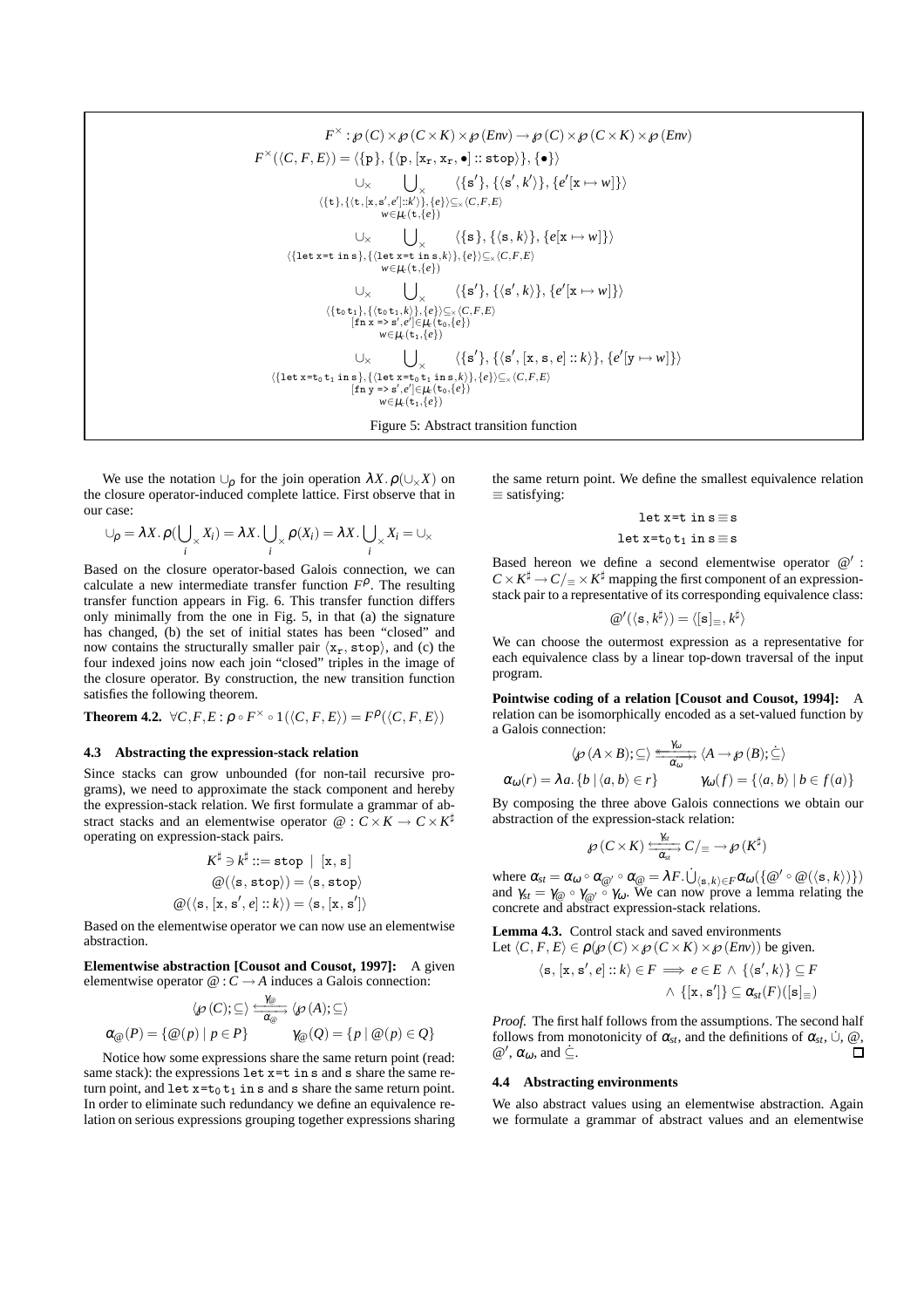$$
\begin{aligned}
F^{\times} &: \wp(C) \times \wp(C \times K) \times \wp(Env) \to \wp(C) \times \wp(C \times K) \times \wp(Env) \\
F^{\times}(\langle C, F, E\rangle) &= \langle \{\mathtt{p}\}, \{\langle \mathtt{p}, [\mathtt{x_r}, \mathtt{x_r}, \bullet] :: \mathtt{stop}\rangle\}, \{\bullet\}\rangle \\
&\cup_{\times} \bigcup_{\times\; \substack{\langle\{\mathtt{t}\}, \{\langle \mathtt{t}, [\mathtt{x}, \mathtt{s}', e'] :: k'\rangle\}, \{e\}\rangle \subseteq_{\times} \langle C, F, E\rangle \\ w \in \mu_c(\mathtt{t}, \{e\})}} \langle \{\mathtt{s}'\}, \{\langle \mathtt{s}', k'\rangle\}, \{e'[\mathtt{x} \mapsto w]\}\rangle \\
&\cup_{\times} \bigcup_{\times\; \substack{\langle\{\mathtt{let\;x=t\;in\;s}\}, \{\langle \mathtt{let\;x=t\;in\;s}, k\rangle\}, \{e\}\rangle \subseteq_{\times} \langle C, F, E\rangle \\ w \in \mu_c(\mathtt{t}, \{e\})}} \langle \{\mathtt{s}\}, \{\langle \mathtt{s}, k\rangle\}, \{e[\mathtt{x} \mapsto w]\}\rangle \\
&\cup_{\times} \bigcup_{\times\; \substack{\langle\{\mathtt{t_0\,t_1}\}, \{\langle \mathtt{t_0\,t_1}, k\rangle\}, \{e\}\rangle \subseteq_{\times} \langle C, F, E\rangle \\ [\mathtt{fn\;x\;=>\;s}', e'] \in \mu_c(\mathtt{t_0}, \{e\}) \\ w \in \mu_c(\mathtt{t_1}, \{e\})}} \langle \{\mathtt{s}'\}, \{\langle \mathtt{s}', k\rangle\}, \{e'[\mathtt{x} \mapsto w]\}\rangle \\
&\cup_{\times} \bigcup_{\times\; \substack{\langle\{\mathtt{let\;x=t_0\,t_1\;in\;s}\}, \{\langle \mathtt{let\;x=t_0\,t_1\;in\;s}, k\rangle\}, \{e\}\rangle \subseteq_{\times} \langle C, F, E\rangle \\ [\mathtt{fn\;y\;=>\;s}', e'] \in \mu_c(\mathtt{t_0}, \{e\}) \\ w \in \mu_c(\mathtt{t_1}, \{e\})}} \langle \{\mathtt{s}'\}, \{\langle \mathtt{s}', [\mathtt{x}, \mathtt{s}, e] :: k\rangle\}, \{e'[\mathtt{y} \mapsto w]\}\rangle
\end{aligned}
$$

Figure 5: Abstract transition function

We use the notation $\cup_\rho$ for the join operation $\lambda X.\, \rho(\cup_\times X)$ on the closure operator-induced complete lattice. First observe that in our case:

$$\cup_\rho = \lambda X.\, \rho(\bigcup_{\times\, i} X_i) = \lambda X.\, \bigcup_{\times\, i} \rho(X_i) = \lambda X.\, \bigcup_{\times\, i} X_i = \cup_\times$$

Based on the closure operator-based Galois connection, we can calculate a new intermediate transfer function $F^\rho$. The resulting transfer function appears in Fig. 6. This transfer function differs only minimally from the one in Fig. 5, in that (a) the signature has changed, (b) the set of initial states has been "closed" and now contains the structurally smaller pair $\langle \mathtt{x_r}, \mathtt{stop}\rangle$, and (c) the four indexed joins now each join "closed" triples in the image of the closure operator. By construction, the new transition function satisfies the following theorem.

**Theorem 4.2.** $\forall C, F, E : \rho \circ F^\times \circ 1(\langle C, F, E\rangle) = F^\rho(\langle C, F, E\rangle)$

### 4.3 Abstracting the expression-stack relation

Since stacks can grow unbounded (for non-tail recursive programs), we need to approximate the stack component and hereby the expression-stack relation. We first formulate a grammar of abstract stacks and an elementwise operator $@ : C \times K \to C \times K^\sharp$ operating on expression-stack pairs.

$$
\begin{aligned}
K^\sharp \ni k^\sharp &::= \mathtt{stop} \;\mid\; [\mathtt{x}, \mathtt{s}] \\
@(\langle \mathtt{s}, \mathtt{stop}\rangle) &= \langle \mathtt{s}, \mathtt{stop}\rangle \\
@(\langle \mathtt{s}, [\mathtt{x}, \mathtt{s}', e] :: k\rangle) &= \langle \mathtt{s}, [\mathtt{x}, \mathtt{s}']\rangle
\end{aligned}
$$

Based on the elementwise operator we can now use an elementwise abstraction.

**Elementwise abstraction [Cousot and Cousot, 1997]:** A given elementwise operator $@ : C \to A$ induces a Galois connection:

$$\langle \wp(C); \subseteq\rangle \underset{\alpha_@}{\overset{\gamma_@}{\leftrightarrows}} \langle \wp(A); \subseteq\rangle$$

$$\alpha_@(P) = \{@(p) \mid p \in P\} \qquad \gamma_@(Q) = \{p \mid @(p) \in Q\}$$

Notice how some expressions share the same return point (read: same stack): the expressions `let x=t in s` and `s` share the same return point, and `let x=t0 t1 in s` and `s` share the same return point. In order to eliminate such redundancy we define an equivalence relation on serious expressions grouping together expressions sharing the same return point. We define the smallest equivalence relation $\equiv$ satisfying:

$$\mathtt{let\;x=t\;in\;s} \equiv \mathtt{s}$$
$$\mathtt{let\;x=t_0\,t_1\;in\;s} \equiv \mathtt{s}$$

Based hereon we define a second elementwise operator $@' : C \times K^\sharp \to C/_\equiv \times K^\sharp$ mapping the first component of an expression-stack pair to a representative of its corresponding equivalence class:

$$@'(\langle \mathtt{s}, k^\sharp\rangle) = \langle [\mathtt{s}]_\equiv, k^\sharp\rangle$$

We can choose the outermost expression as a representative for each equivalence class by a linear top-down traversal of the input program.

**Pointwise coding of a relation [Cousot and Cousot, 1994]:** A relation can be isomorphically encoded as a set-valued function by a Galois connection:

$$\langle \wp(A \times B); \subseteq\rangle \underset{\alpha_\omega}{\overset{\gamma_\omega}{\leftrightarrows}} \langle A \to \wp(B); \dot{\subseteq}\rangle$$

$$\alpha_\omega(r) = \lambda a.\, \{b \mid \langle a, b\rangle \in r\} \qquad \gamma_\omega(f) = \{\langle a, b\rangle \mid b \in f(a)\}$$

By composing the three above Galois connections we obtain our abstraction of the expression-stack relation:

$$\wp(C \times K) \underset{\alpha_{st}}{\overset{\gamma_{st}}{\leftrightarrows}} C/_\equiv \to \wp(K^\sharp)$$

where $\alpha_{st} = \alpha_\omega \circ \alpha_{@'} \circ \alpha_@ = \lambda F.\, \dot{\bigcup}_{\langle \mathtt{s}, k\rangle \in F} \alpha_\omega(\{@' \circ @(\langle \mathtt{s}, k\rangle)\})$ and $\gamma_{st} = \gamma_@ \circ \gamma_{@'} \circ \gamma_\omega$. We can now prove a lemma relating the concrete and abstract expression-stack relations.

**Lemma 4.3.** Control stack and saved environments
Let $\langle C, F, E\rangle \in \rho(\wp(C) \times \wp(C \times K) \times \wp(Env))$ be given.

$$
\begin{aligned}
\langle \mathtt{s}, [\mathtt{x}, \mathtt{s}', e] :: k\rangle \in F \implies\; & e \in E \;\wedge\; \{\langle \mathtt{s}', k\rangle\} \subseteq F \\
& \wedge\; \{[\mathtt{x}, \mathtt{s}']\} \subseteq \alpha_{st}(F)([\mathtt{s}]_\equiv)
\end{aligned}
$$

*Proof.* The first half follows from the assumptions. The second half follows from monotonicity of $\alpha_{st}$, and the definitions of $\alpha_{st}$, $\dot{\cup}$, $@$, $@'$, $\alpha_\omega$, and $\dot{\subseteq}$. ∎

### 4.4 Abstracting environments

We also abstract values using an elementwise abstraction. Again we formulate a grammar of abstract values and an elementwise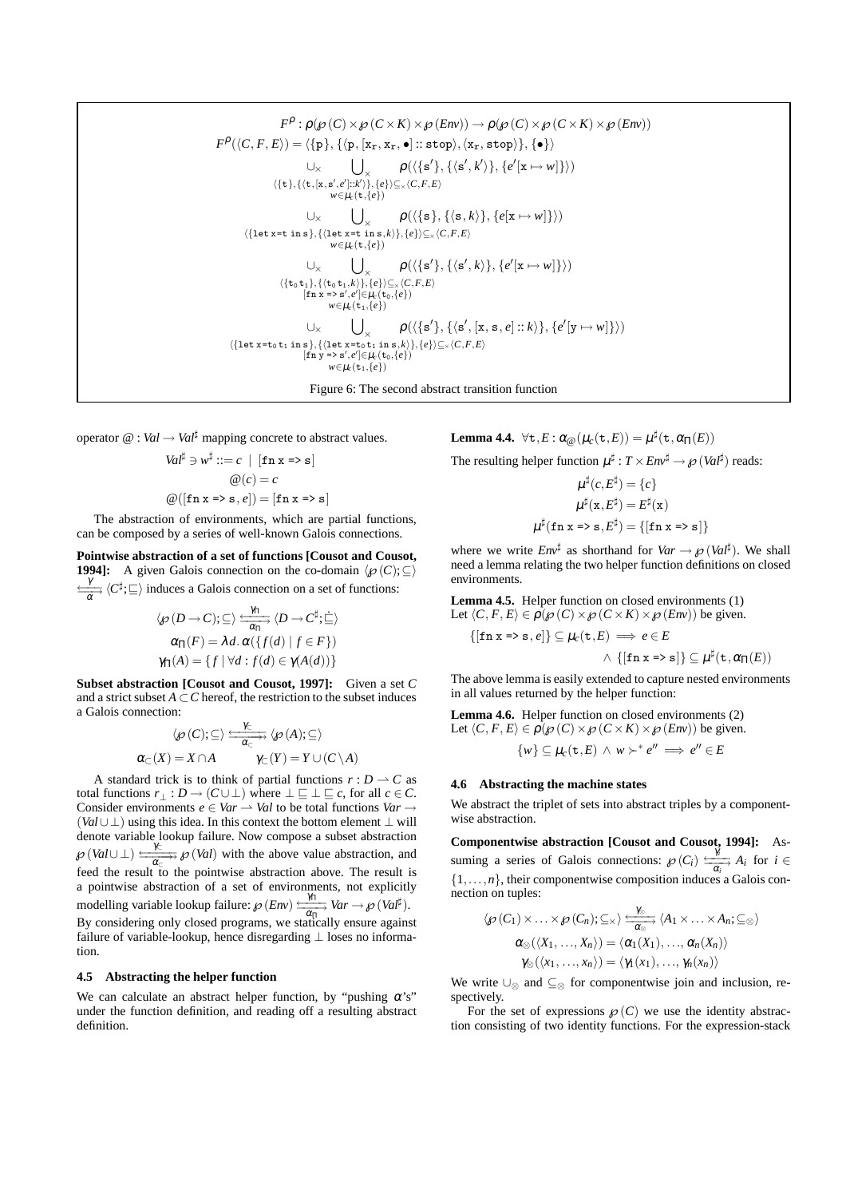$$
\begin{aligned}
&F^{\rho} : \rho(\wp(C) \times \wp(C \times K) \times \wp(Env)) \rightarrow \rho(\wp(C) \times \wp(C \times K) \times \wp(Env)) \\
&F^{\rho}(\langle C, F, E\rangle) = \langle \{\mathtt{p}\}, \{\langle \mathtt{p}, [\mathtt{x_r}, \mathtt{x_r}, \bullet] :: \mathtt{stop}\rangle, \langle \mathtt{x_r}, \mathtt{stop}\rangle\}, \{\bullet\}\rangle \\
&\qquad \cup_{\times} \bigcup_{\times\, \substack{\langle\{\mathtt{t}\}, \{\langle \mathtt{t}, [\mathtt{x}, \mathtt{s}', e'] :: k'\rangle\}, \{e\}\rangle \subseteq_{\times} \langle C, F, E\rangle \\ w \in \mu_c(\mathtt{t}, \{e\})}} \rho(\langle\{\mathtt{s}'\}, \{\langle \mathtt{s}', k'\rangle\}, \{e'[\mathtt{x} \mapsto w]\}\rangle) \\
&\qquad \cup_{\times} \bigcup_{\times\, \substack{\langle\{\mathtt{let\ x=t\ in\ s}\}, \{\langle \mathtt{let\ x=t\ in\ s}, k\rangle\}, \{e\}\rangle \subseteq_{\times} \langle C, F, E\rangle \\ w \in \mu_c(\mathtt{t}, \{e\})}} \rho(\langle\{\mathtt{s}\}, \{\langle \mathtt{s}, k\rangle\}, \{e[\mathtt{x} \mapsto w]\}\rangle) \\
&\qquad \cup_{\times} \bigcup_{\times\, \substack{\langle\{\mathtt{t_0\, t_1}\}, \{\langle \mathtt{t_0\, t_1}, k\rangle\}, \{e\}\rangle \subseteq_{\times} \langle C, F, E\rangle \\ [\mathtt{fn\ x \Rightarrow s}', e'] \in \mu_c(\mathtt{t_0}, \{e\}) \\ w \in \mu_c(\mathtt{t_1}, \{e\})}} \rho(\langle\{\mathtt{s}'\}, \{\langle \mathtt{s}', k\rangle\}, \{e'[\mathtt{x} \mapsto w]\}\rangle) \\
&\qquad \cup_{\times} \bigcup_{\times\, \substack{\langle\{\mathtt{let\ x=t_0\, t_1\ in\ s}\}, \{\langle \mathtt{let\ x=t_0\, t_1\ in\ s}, k\rangle\}, \{e\}\rangle \subseteq_{\times} \langle C, F, E\rangle \\ [\mathtt{fn\ y \Rightarrow s}', e'] \in \mu_c(\mathtt{t_0}, \{e\}) \\ w \in \mu_c(\mathtt{t_1}, \{e\})}} \rho(\langle\{\mathtt{s}'\}, \{\langle \mathtt{s}', [\mathtt{x}, \mathtt{s}, e] :: k\rangle\}, \{e'[\mathtt{y} \mapsto w]\}\rangle)
\end{aligned}
$$

Figure 6: The second abstract transition function

operator $@ : Val \rightarrow Val^{\sharp}$ mapping concrete to abstract values.

$$Val^{\sharp} \ni w^{\sharp} ::= c \mid [\mathtt{fn\ x \Rightarrow s}]$$
$$@(c) = c$$
$$@([\mathtt{fn\ x \Rightarrow s}, e]) = [\mathtt{fn\ x \Rightarrow s}]$$

The abstraction of environments, which are partial functions, can be composed by a series of well-known Galois connections.

**Pointwise abstraction of a set of functions [Cousot and Cousot, 1994]:** A given Galois connection on the co-domain $\langle \wp(C); \subseteq\rangle \xleftrightarrow[\alpha]{\gamma} \langle C^{\sharp}; \sqsubseteq\rangle$ induces a Galois connection on a set of functions:

$$\langle \wp(D \rightarrow C); \subseteq\rangle \xleftrightarrow[\alpha_{\Pi}]{\gamma_{\Pi}} \langle D \rightarrow C^{\sharp}; \dot{\sqsubseteq}\rangle$$
$$\alpha_{\Pi}(F) = \lambda d.\, \alpha(\{f(d) \mid f \in F\})$$
$$\gamma_{\Pi}(A) = \{f \mid \forall d : f(d) \in \gamma(A(d))\}$$

**Subset abstraction [Cousot and Cousot, 1997]:** Given a set $C$ and a strict subset $A \subset C$ hereof, the restriction to the subset induces a Galois connection:

$$\langle \wp(C); \subseteq\rangle \xleftrightarrow[\alpha_{\subset}]{\gamma_{\subset}} \langle \wp(A); \subseteq\rangle$$
$$\alpha_{\subset}(X) = X \cap A \qquad \gamma_{\subset}(Y) = Y \cup (C \setminus A)$$

A standard trick is to think of partial functions $r : D \rightharpoonup C$ as total functions $r_{\perp} : D \rightarrow (C \cup \perp)$ where $\perp \sqsubseteq \perp \sqsubseteq c$, for all $c \in C$. Consider environments $e \in Var \rightharpoonup Val$ to be total functions $Var \rightarrow (Val \cup \perp)$ using this idea. In this context the bottom element $\perp$ will denote variable lookup failure. Now compose a subset abstraction $\wp(Val \cup \perp) \xleftrightarrow[\alpha_{\subset}]{\gamma_{\subset}} \wp(Val)$ with the above value abstraction, and feed the result to the pointwise abstraction above. The result is a pointwise abstraction of a set of environments, not explicitly modelling variable lookup failure: $\wp(Env) \xleftrightarrow[\alpha_{\Pi}]{\gamma_{\Pi}} Var \rightarrow \wp(Val^{\sharp})$. By considering only closed programs, we statically ensure against failure of variable-lookup, hence disregarding $\perp$ loses no information.

### 4.5 Abstracting the helper function

We can calculate an abstract helper function, by "pushing $\alpha$'s" under the function definition, and reading off a resulting abstract definition.

**Lemma 4.4.** $\forall \mathtt{t}, E : \alpha_{@}(\mu_c(\mathtt{t}, E)) = \mu^{\sharp}(\mathtt{t}, \alpha_{\Pi}(E))$

The resulting helper function $\mu^{\sharp} : T \times Env^{\sharp} \rightarrow \wp(Val^{\sharp})$ reads:

$$\mu^{\sharp}(c, E^{\sharp}) = \{c\}$$
$$\mu^{\sharp}(\mathtt{x}, E^{\sharp}) = E^{\sharp}(\mathtt{x})$$
$$\mu^{\sharp}(\mathtt{fn\ x \Rightarrow s}, E^{\sharp}) = \{[\mathtt{fn\ x \Rightarrow s}]\}$$

where we write $Env^{\sharp}$ as shorthand for $Var \rightarrow \wp(Val^{\sharp})$. We shall need a lemma relating the two helper function definitions on closed environments.

**Lemma 4.5.** Helper function on closed environments (1)
Let $\langle C, F, E\rangle \in \rho(\wp(C) \times \wp(C \times K) \times \wp(Env))$ be given.

$$\{[\mathtt{fn\ x \Rightarrow s}, e]\} \subseteq \mu_c(\mathtt{t}, E) \implies e \in E$$
$$\wedge\ \{[\mathtt{fn\ x \Rightarrow s}]\} \subseteq \mu^{\sharp}(\mathtt{t}, \alpha_{\Pi}(E))$$

The above lemma is easily extended to capture nested environments in all values returned by the helper function:

**Lemma 4.6.** Helper function on closed environments (2)
Let $\langle C, F, E\rangle \in \rho(\wp(C) \times \wp(C \times K) \times \wp(Env))$ be given.

$$\{w\} \subseteq \mu_c(\mathtt{t}, E)\ \wedge\ w \succ^{*} e'' \implies e'' \in E$$

### 4.6 Abstracting the machine states

We abstract the triplet of sets into abstract triples by a componentwise abstraction.

**Componentwise abstraction [Cousot and Cousot, 1994]:** Assuming a series of Galois connections: $\wp(C_i) \xleftrightarrow[\alpha_i]{\gamma_i} A_i$ for $i \in \{1, \ldots, n\}$, their componentwise composition induces a Galois connection on tuples:

$$\langle \wp(C_1) \times \ldots \times \wp(C_n); \subseteq_{\times}\rangle \xleftrightarrow[\alpha_{\otimes}]{\gamma_{\otimes}} \langle A_1 \times \ldots \times A_n; \subseteq_{\otimes}\rangle$$
$$\alpha_{\otimes}(\langle X_1, \ldots, X_n\rangle) = \langle \alpha_1(X_1), \ldots, \alpha_n(X_n)\rangle$$
$$\gamma_{\otimes}(\langle x_1, \ldots, x_n\rangle) = \langle \gamma_1(x_1), \ldots, \gamma_n(x_n)\rangle$$

We write $\cup_{\otimes}$ and $\subseteq_{\otimes}$ for componentwise join and inclusion, respectively.

For the set of expressions $\wp(C)$ we use the identity abstraction consisting of two identity functions. For the expression-stack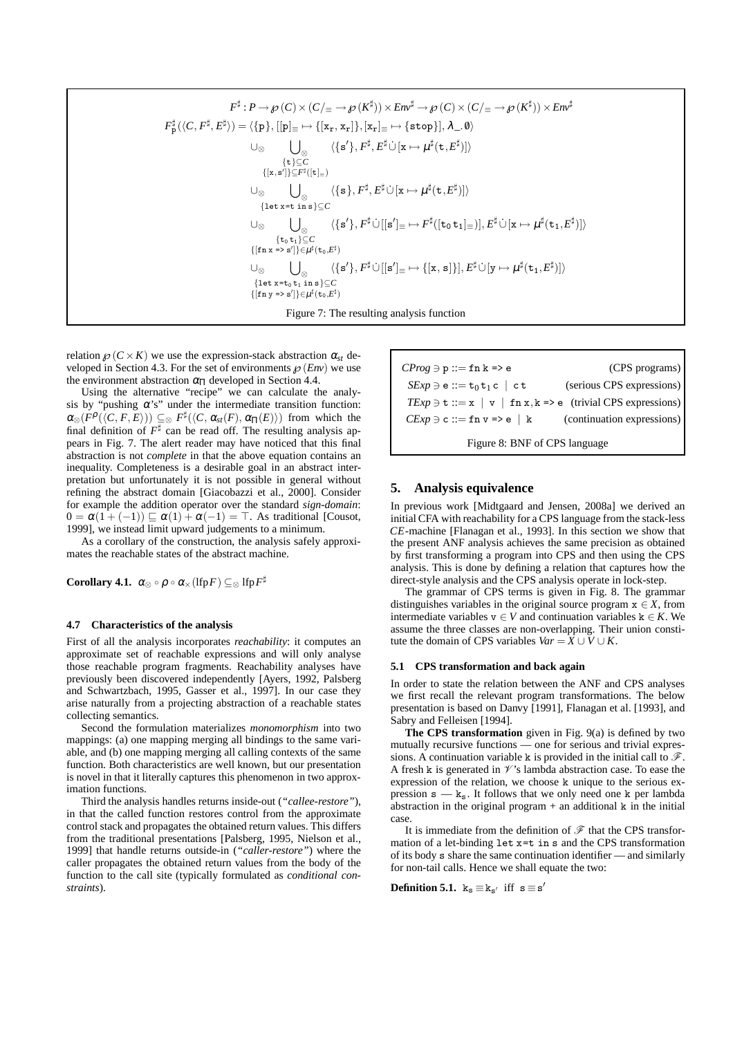$$F^\sharp : P \to \wp(C) \times (C/_\equiv \to \wp(K^\sharp)) \times Env^\sharp \to \wp(C) \times (C/_\equiv \to \wp(K^\sharp)) \times Env^\sharp$$

$$F^\sharp_{\mathtt{p}}(\langle C, F^\sharp, E^\sharp\rangle) = \langle\{\mathtt{p}\}, [[\mathtt{p}]_\equiv \mapsto \{[\mathtt{x_r}, \mathtt{x_r}]\}, [\mathtt{x_r}]_\equiv \mapsto \{\mathtt{stop}\}], \lambda\_.\,\emptyset\rangle$$

$$\cup_\otimes \bigcup_{\otimes\, \substack{\{\mathtt{t}\}\subseteq C \\ \{[\mathtt{x},\mathtt{s}']\}\subseteq F^\sharp([\mathtt{t}]_\equiv)}} \langle\{\mathtt{s}'\}, F^\sharp, E^\sharp \dot\cup [\mathtt{x} \mapsto \mu^\sharp(\mathtt{t}, E^\sharp)]\rangle$$

$$\cup_\otimes \bigcup_{\otimes\, \{\mathtt{let\ x{=}t\ in\ s}\}\subseteq C} \langle\{\mathtt{s}\}, F^\sharp, E^\sharp \dot\cup [\mathtt{x} \mapsto \mu^\sharp(\mathtt{t}, E^\sharp)]\rangle$$

$$\cup_\otimes \bigcup_{\otimes\, \substack{\{\mathtt{t_0\,t_1}\}\subseteq C \\ \{[\mathtt{fn\ x\ {=}{>}\ s}']\}\in\mu^\sharp(\mathtt{t_0},E^\sharp)}} \langle\{\mathtt{s}'\}, F^\sharp \dot\cup [[\mathtt{s}']_\equiv \mapsto F^\sharp([\mathtt{t_0\,t_1}]_\equiv)], E^\sharp \dot\cup [\mathtt{x} \mapsto \mu^\sharp(\mathtt{t_1}, E^\sharp)]\rangle$$

$$\cup_\otimes \bigcup_{\otimes\, \substack{\{\mathtt{let\ x{=}t_0\,t_1\ in\ s}\}\subseteq C \\ \{[\mathtt{fn\ y\ {=}{>}\ s}']\}\in\mu^\sharp(\mathtt{t_0},E^\sharp)}} \langle\{\mathtt{s}'\}, F^\sharp \dot\cup [[\mathtt{s}']_\equiv \mapsto \{[\mathtt{x}, \mathtt{s}]\}], E^\sharp \dot\cup [\mathtt{y} \mapsto \mu^\sharp(\mathtt{t_1}, E^\sharp)]\rangle$$

Figure 7: The resulting analysis function

relation $\wp(C \times K)$ we use the expression-stack abstraction $\alpha_{st}$ developed in Section 4.3. For the set of environments $\wp(Env)$ we use the environment abstraction $\alpha_\sqcap$ developed in Section 4.4.

Using the alternative "recipe" we can calculate the analysis by "pushing $\alpha$'s" under the intermediate transition function: $\alpha_\otimes(F^\rho(\langle C, F, E\rangle)) \subseteq_\otimes F^\sharp(\langle C, \alpha_{st}(F), \alpha_\sqcap(E)\rangle)$ from which the final definition of $F^\sharp$ can be read off. The resulting analysis appears in Fig. 7. The alert reader may have noticed that this final abstraction is not *complete* in that the above equation contains an inequality. Completeness is a desirable goal in an abstract interpretation but unfortunately it is not possible in general without refining the abstract domain [Giacobazzi et al., 2000]. Consider for example the addition operator over the standard *sign-domain*: $0 = \alpha(1 + (-1)) \sqsubseteq \alpha(1) + \alpha(-1) = \top$. As traditional [Cousot, 1999], we instead limit upward judgements to a minimum.

As a corollary of the construction, the analysis safely approximates the reachable states of the abstract machine.

**Corollary 4.1.** $\alpha_\otimes \circ \rho \circ \alpha_\times(\mathrm{lfp} F) \subseteq_\otimes \mathrm{lfp} F^\sharp$

### 4.7 Characteristics of the analysis

First of all the analysis incorporates *reachability*: it computes an approximate set of reachable expressions and will only analyse those reachable program fragments. Reachability analyses have previously been discovered independently [Ayers, 1992, Palsberg and Schwartzbach, 1995, Gasser et al., 1997]. In our case they arise naturally from a projecting abstraction of a reachable states collecting semantics.

Second the formulation materializes *monomorphism* into two mappings: (a) one mapping merging all bindings to the same variable, and (b) one mapping merging all calling contexts of the same function. Both characteristics are well known, but our presentation is novel in that it literally captures this phenomenon in two approximation functions.

Third the analysis handles returns inside-out (*"callee-restore"*), in that the called function restores control from the approximate control stack and propagates the obtained return values. This differs from the traditional presentations [Palsberg, 1995, Nielson et al., 1999] that handle returns outside-in (*"caller-restore"*) where the caller propagates the obtained return values from the body of the function to the call site (typically formulated as *conditional constraints*).

| | |
|---|---|
| $CProg \ni \mathtt{p} ::= \mathtt{fn\ k\ {=}{>}\ e}$ | (CPS programs) |
| $SExp \ni \mathtt{e} ::= \mathtt{t_0\,t_1\,c} \mid \mathtt{c\,t}$ | (serious CPS expressions) |
| $TExp \ni \mathtt{t} ::= \mathtt{x} \mid \mathtt{v} \mid \mathtt{fn\ x,k\ {=}{>}\ e}$ | (trivial CPS expressions) |
| $CExp \ni \mathtt{c} ::= \mathtt{fn\ v\ {=}{>}\ e} \mid \mathtt{k}$ | (continuation expressions) |

Figure 8: BNF of CPS language

## 5. Analysis equivalence

In previous work [Midtgaard and Jensen, 2008a] we derived an initial CFA with reachability for a CPS language from the stackless *CE*-machine [Flanagan et al., 1993]. In this section we show that the present ANF analysis achieves the same precision as obtained by first transforming a program into CPS and then using the CPS analysis. This is done by defining a relation that captures how the direct-style analysis and the CPS analysis operate in lock-step.

The grammar of CPS terms is given in Fig. 8. The grammar distinguishes variables in the original source program $\mathtt{x} \in X$, from intermediate variables $\mathtt{v} \in V$ and continuation variables $\mathtt{k} \in K$. We assume the three classes are non-overlapping. Their union constitute the domain of CPS variables $Var = X \cup V \cup K$.

### 5.1 CPS transformation and back again

In order to state the relation between the ANF and CPS analyses we first recall the relevant program transformations. The below presentation is based on Danvy [1991], Flanagan et al. [1993], and Sabry and Felleisen [1994].

**The CPS transformation** given in Fig. 9(a) is defined by two mutually recursive functions — one for serious and trivial expressions. A continuation variable k is provided in the initial call to $\mathscr{F}$. A fresh k is generated in $\mathscr{V}$'s lambda abstraction case. To ease the expression of the relation, we choose k unique to the serious expression $\mathtt{s}$ — $\mathtt{k_s}$. It follows that we only need one k per lambda abstraction in the original program + an additional k in the initial case.

It is immediate from the definition of $\mathscr{F}$ that the CPS transformation of a let-binding `let x=t in s` and the CPS transformation of its body s share the same continuation identifier — and similarly for non-tail calls. Hence we shall equate the two:

**Definition 5.1.** $\mathtt{k_s} \equiv \mathtt{k_{s'}}$ iff $\mathtt{s} \equiv \mathtt{s'}$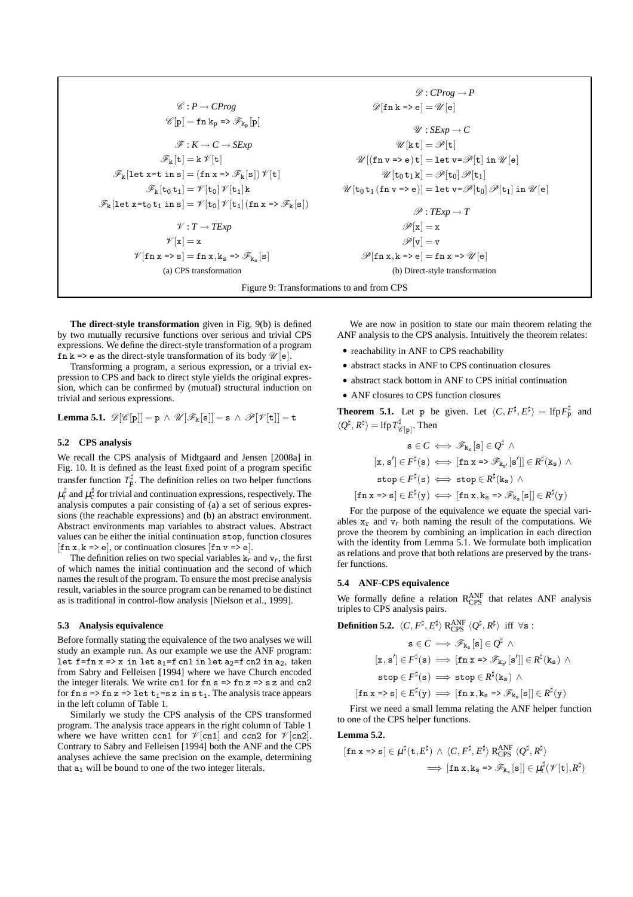$$\mathscr{C} : P \to \mathit{CProg}$$
$$\mathscr{C}[\mathtt{p}] = \mathtt{fn}\ \mathtt{k_p} \Rightarrow \mathscr{F}_{\mathtt{k_p}}[\mathtt{p}]$$
$$\mathscr{F} : K \to C \to \mathit{SExp}$$
$$\mathscr{F}_{\mathtt{k}}[\mathtt{t}] = \mathtt{k}\ \mathscr{V}[\mathtt{t}]$$
$$\mathscr{F}_{\mathtt{k}}[\mathtt{let}\ \mathtt{x}{=}\mathtt{t}\ \mathtt{in}\ \mathtt{s}] = (\mathtt{fn}\ \mathtt{x} \Rightarrow \mathscr{F}_{\mathtt{k}}[\mathtt{s}])\ \mathscr{V}[\mathtt{t}]$$
$$\mathscr{F}_{\mathtt{k}}[\mathtt{t_0}\ \mathtt{t_1}] = \mathscr{V}[\mathtt{t_0}]\ \mathscr{V}[\mathtt{t_1}]\ \mathtt{k}$$
$$\mathscr{F}_{\mathtt{k}}[\mathtt{let}\ \mathtt{x}{=}\mathtt{t_0}\ \mathtt{t_1}\ \mathtt{in}\ \mathtt{s}] = \mathscr{V}[\mathtt{t_0}]\ \mathscr{V}[\mathtt{t_1}]\ (\mathtt{fn}\ \mathtt{x} \Rightarrow \mathscr{F}_{\mathtt{k}}[\mathtt{s}])$$
$$\mathscr{V} : T \to \mathit{TExp}$$
$$\mathscr{V}[\mathtt{x}] = \mathtt{x}$$
$$\mathscr{V}[\mathtt{fn}\ \mathtt{x} \Rightarrow \mathtt{s}] = \mathtt{fn}\ \mathtt{x}, \mathtt{k_s} \Rightarrow \mathscr{F}_{\mathtt{k_s}}[\mathtt{s}]$$

(a) CPS transformation

$$\mathscr{D} : \mathit{CProg} \to P$$
$$\mathscr{D}[\mathtt{fn}\ \mathtt{k} \Rightarrow \mathtt{e}] = \mathscr{U}[\mathtt{e}]$$
$$\mathscr{U} : \mathit{SExp} \to C$$
$$\mathscr{U}[\mathtt{k}\ \mathtt{t}] = \mathscr{P}[\mathtt{t}]$$
$$\mathscr{U}[(\mathtt{fn}\ \mathtt{v} \Rightarrow \mathtt{e})\ \mathtt{t}] = \mathtt{let}\ \mathtt{v}{=}\mathscr{P}[\mathtt{t}]\ \mathtt{in}\ \mathscr{U}[\mathtt{e}]$$
$$\mathscr{U}[\mathtt{t_0}\ \mathtt{t_1}\ \mathtt{k}] = \mathscr{P}[\mathtt{t_0}]\ \mathscr{P}[\mathtt{t_1}]$$
$$\mathscr{U}[\mathtt{t_0}\ \mathtt{t_1}\ (\mathtt{fn}\ \mathtt{v} \Rightarrow \mathtt{e})] = \mathtt{let}\ \mathtt{v}{=}\mathscr{P}[\mathtt{t_0}]\ \mathscr{P}[\mathtt{t_1}]\ \mathtt{in}\ \mathscr{U}[\mathtt{e}]$$
$$\mathscr{P} : \mathit{TExp} \to T$$
$$\mathscr{P}[\mathtt{x}] = \mathtt{x}$$
$$\mathscr{P}[\mathtt{v}] = \mathtt{v}$$
$$\mathscr{P}[\mathtt{fn}\ \mathtt{x}, \mathtt{k} \Rightarrow \mathtt{e}] = \mathtt{fn}\ \mathtt{x} \Rightarrow \mathscr{U}[\mathtt{e}]$$

(b) Direct-style transformation

Figure 9: Transformations to and from CPS

**The direct-style transformation** given in Fig. 9(b) is defined by two mutually recursive functions over serious and trivial CPS expressions. We define the direct-style transformation of a program fn k => e as the direct-style transformation of its body $\mathscr{U}[\mathtt{e}]$.

Transforming a program, a serious expression, or a trivial expression to CPS and back to direct style yields the original expression, which can be confirmed by (mutual) structural induction on trivial and serious expressions.

**Lemma 5.1.** $\mathscr{D}[\mathscr{C}[\mathtt{p}]] = \mathtt{p} \ \wedge\ \mathscr{U}[\mathscr{F}_{\mathtt{k}}[\mathtt{s}]] = \mathtt{s} \ \wedge\ \mathscr{P}[\mathscr{V}[\mathtt{t}]] = \mathtt{t}$

### 5.2 CPS analysis

We recall the CPS analysis of Midtgaard and Jensen [2008a] in Fig. 10. It is defined as the least fixed point of a program specific transfer function $T^\sharp_{\mathtt{p}}$. The definition relies on two helper functions $\mu^\sharp_t$ and $\mu^\sharp_c$ for trivial and continuation expressions, respectively. The analysis computes a pair consisting of (a) a set of serious expressions (the reachable expressions) and (b) an abstract environment. Abstract environments map variables to abstract values. Abstract values can be either the initial continuation stop, function closures $[\mathtt{fn}\ \mathtt{x}, \mathtt{k} \Rightarrow \mathtt{e}]$, or continuation closures $[\mathtt{fn}\ \mathtt{v} \Rightarrow \mathtt{e}]$.

The definition relies on two special variables $\mathtt{k}_r$ and $\mathtt{v}_r$, the first of which names the initial continuation and the second of which names the result of the program. To ensure the most precise analysis result, variables in the source program can be renamed to be distinct as is traditional in control-flow analysis [Nielson et al., 1999].

### 5.3 Analysis equivalence

Before formally stating the equivalence of the two analyses we will study an example run. As our example we use the ANF program: let f=fn x => x in let $\mathtt{a_1}$=f cn1 in let $\mathtt{a_2}$=f cn2 in $\mathtt{a_2}$, taken from Sabry and Felleisen [1994] where we have Church encoded the integer literals. We write cn1 for fn s => fn z => s z and cn2 for fn s => fn z => let $\mathtt{t_1}$=s z in s $\mathtt{t_1}$. The analysis trace appears in the left column of Table 1.

Similarly we study the CPS analysis of the CPS transformed program. The analysis trace appears in the right column of Table 1 where we have written ccn1 for $\mathscr{V}[\mathtt{cn1}]$ and ccn2 for $\mathscr{V}[\mathtt{cn2}]$. Contrary to Sabry and Felleisen [1994] both the ANF and the CPS analyses achieve the same precision on the example, determining that $\mathtt{a_1}$ will be bound to one of the two integer literals.

We are now in position to state our main theorem relating the ANF analysis to the CPS analysis. Intuitively the theorem relates:

- reachability in ANF to CPS reachability
- abstract stacks in ANF to CPS continuation closures
- abstract stack bottom in ANF to CPS initial continuation
- ANF closures to CPS function closures

**Theorem 5.1.** Let p be given. Let $\langle C, F^\sharp, E^\sharp \rangle = \mathrm{lfp}\, F^\sharp_{\mathtt{p}}$ and $\langle Q^\sharp, R^\sharp \rangle = \mathrm{lfp}\, T^\sharp_{\mathscr{C}[\mathtt{p}]}$. Then

$$\mathtt{s} \in C \iff \mathscr{F}_{\mathtt{k_s}}[\mathtt{s}] \in Q^\sharp \ \wedge$$
$$[\mathtt{x}, \mathtt{s}'] \in F^\sharp(\mathtt{s}) \iff [\mathtt{fn}\ \mathtt{x} \Rightarrow \mathscr{F}_{\mathtt{k_{s'}}}[\mathtt{s}']] \in R^\sharp(\mathtt{k_s}) \ \wedge$$
$$\mathtt{stop} \in F^\sharp(\mathtt{s}) \iff \mathtt{stop} \in R^\sharp(\mathtt{k_s}) \ \wedge$$
$$[\mathtt{fn}\ \mathtt{x} \Rightarrow \mathtt{s}] \in E^\sharp(\mathtt{y}) \iff [\mathtt{fn}\ \mathtt{x}, \mathtt{k_s} \Rightarrow \mathscr{F}_{\mathtt{k_s}}[\mathtt{s}]] \in R^\sharp(\mathtt{y})$$

For the purpose of the equivalence we equate the special variables $\mathtt{x}_r$ and $\mathtt{v}_r$ both naming the result of the computations. We prove the theorem by combining an implication in each direction with the identity from Lemma 5.1. We formulate both implication as relations and prove that both relations are preserved by the transfer functions.

### 5.4 ANF-CPS equivalence

We formally define a relation $\mathrm{R}^{\mathrm{ANF}}_{\mathrm{CPS}}$ that relates ANF analysis triples to CPS analysis pairs.

**Definition 5.2.** $\langle C, F^\sharp, E^\sharp \rangle\ \mathrm{R}^{\mathrm{ANF}}_{\mathrm{CPS}}\ \langle Q^\sharp, R^\sharp \rangle$ iff $\forall \mathtt{s}$ :

$$\mathtt{s} \in C \implies \mathscr{F}_{\mathtt{k_s}}[\mathtt{s}] \in Q^\sharp \ \wedge$$
$$[\mathtt{x}, \mathtt{s}'] \in F^\sharp(\mathtt{s}) \implies [\mathtt{fn}\ \mathtt{x} \Rightarrow \mathscr{F}_{\mathtt{k_{s'}}}[\mathtt{s}']] \in R^\sharp(\mathtt{k_s}) \ \wedge$$
$$\mathtt{stop} \in F^\sharp(\mathtt{s}) \implies \mathtt{stop} \in R^\sharp(\mathtt{k_s}) \ \wedge$$
$$[\mathtt{fn}\ \mathtt{x} \Rightarrow \mathtt{s}] \in E^\sharp(\mathtt{y}) \implies [\mathtt{fn}\ \mathtt{x}, \mathtt{k_s} \Rightarrow \mathscr{F}_{\mathtt{k_s}}[\mathtt{s}]] \in R^\sharp(\mathtt{y})$$

First we need a small lemma relating the ANF helper function to one of the CPS helper functions.

**Lemma 5.2.**

$$[\mathtt{fn}\ \mathtt{x} \Rightarrow \mathtt{s}] \in \mu^\sharp(\mathtt{t}, E^\sharp) \ \wedge\ \langle C, F^\sharp, E^\sharp \rangle\ \mathrm{R}^{\mathrm{ANF}}_{\mathrm{CPS}}\ \langle Q^\sharp, R^\sharp \rangle$$
$$\implies [\mathtt{fn}\ \mathtt{x}, \mathtt{k_s} \Rightarrow \mathscr{F}_{\mathtt{k_s}}[\mathtt{s}]] \in \mu^\sharp_t(\mathscr{V}[\mathtt{t}], R^\sharp)$$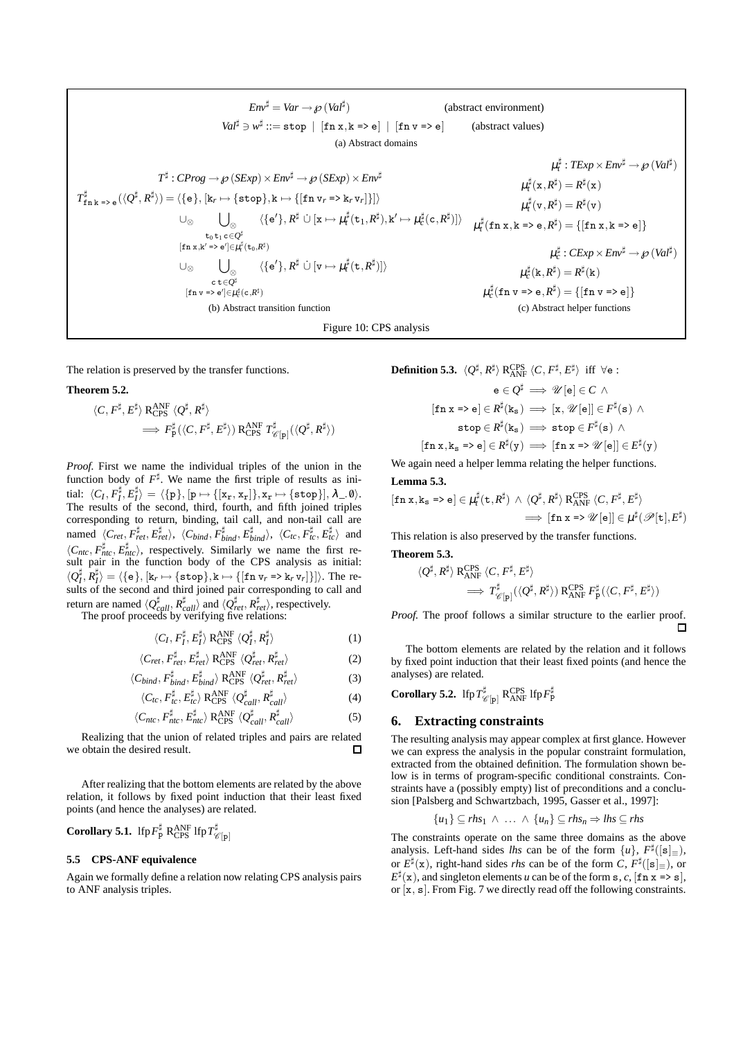$$Env^\sharp = Var \to \wp(Val^\sharp) \qquad \text{(abstract environment)}$$

$$Val^\sharp \ni w^\sharp ::= \texttt{stop} \mid [\texttt{fn x,k => e}] \mid [\texttt{fn v => e}] \qquad \text{(abstract values)}$$

(a) Abstract domains

$$T^\sharp : CProg \to \wp(SExp) \times Env^\sharp \to \wp(SExp) \times Env^\sharp$$

$$\begin{aligned}
T^\sharp_{\texttt{fn k => e}}(\langle Q^\sharp, R^\sharp\rangle) = {} & \langle\{\texttt{e}\}, [\texttt{k}_r \mapsto \{\texttt{stop}\}, \texttt{k} \mapsto \{[\texttt{fn v}_r \texttt{ => k}_r\,\texttt{v}_r]\}]\rangle \\
& \cup_\otimes \bigcup_{\substack{\otimes \\ \texttt{t}_0\,\texttt{t}_1\,\texttt{c} \in Q^\sharp \\ [\texttt{fn x,k' => e'}] \in \mu^\sharp_t(\texttt{t}_0, R^\sharp)}} \langle\{\texttt{e}'\}, R^\sharp \,\dot\cup\, [\texttt{x} \mapsto \mu^\sharp_t(\texttt{t}_1, R^\sharp), \texttt{k}' \mapsto \mu^\sharp_c(\texttt{c}, R^\sharp)]\rangle \\
& \cup_\otimes \bigcup_{\substack{\otimes \\ \texttt{c}\,\texttt{t} \in Q^\sharp \\ [\texttt{fn v => e'}] \in \mu^\sharp_c(\texttt{c}, R^\sharp)}} \langle\{\texttt{e}'\}, R^\sharp \,\dot\cup\, [\texttt{v} \mapsto \mu^\sharp_t(\texttt{t}, R^\sharp)]\rangle
\end{aligned}$$

(b) Abstract transition function

$$\begin{aligned}
&\mu^\sharp_t : TExp \times Env^\sharp \to \wp(Val^\sharp) \\
&\mu^\sharp_t(\texttt{x}, R^\sharp) = R^\sharp(\texttt{x}) \\
&\mu^\sharp_t(\texttt{v}, R^\sharp) = R^\sharp(\texttt{v}) \\
&\mu^\sharp_t(\texttt{fn x,k => e}, R^\sharp) = \{[\texttt{fn x,k => e}]\} \\
&\mu^\sharp_c : CExp \times Env^\sharp \to \wp(Val^\sharp) \\
&\mu^\sharp_c(\texttt{k}, R^\sharp) = R^\sharp(\texttt{k}) \\
&\mu^\sharp_c(\texttt{fn v => e}, R^\sharp) = \{[\texttt{fn v => e}]\}
\end{aligned}$$

(c) Abstract helper functions

Figure 10: CPS analysis

The relation is preserved by the transfer functions.

**Theorem 5.2.**

$$\langle C, F^\sharp, E^\sharp\rangle \; \mathrm{R}^{\mathrm{ANF}}_{\mathrm{CPS}} \; \langle Q^\sharp, R^\sharp\rangle \implies F^\sharp_{\texttt{p}}(\langle C, F^\sharp, E^\sharp\rangle) \; \mathrm{R}^{\mathrm{ANF}}_{\mathrm{CPS}} \; T^\sharp_{\mathscr{C}[\texttt{p}]}(\langle Q^\sharp, R^\sharp\rangle)$$

*Proof.* First we name the individual triples of the union in the function body of $F^\sharp$. We name the first triple of results as initial: $\langle C_I, F^\sharp_I, E^\sharp_I\rangle = \langle\{\texttt{p}\}, [\texttt{p} \mapsto \{[\texttt{x}_r, \texttt{x}_r]\}, \texttt{x}_r \mapsto \{\texttt{stop}\}], \lambda\_.\emptyset\rangle$. The results of the second, third, fourth, and fifth joined triples corresponding to return, binding, tail call, and non-tail call are named $\langle C_{ret}, F^\sharp_{ret}, E^\sharp_{ret}\rangle$, $\langle C_{bind}, F^\sharp_{bind}, E^\sharp_{bind}\rangle$, $\langle C_{tc}, F^\sharp_{tc}, E^\sharp_{tc}\rangle$ and $\langle C_{ntc}, F^\sharp_{ntc}, E^\sharp_{ntc}\rangle$, respectively. Similarly we name the first result pair in the function body of the CPS analysis as initial: $\langle Q^\sharp_I, R^\sharp_I\rangle = \langle\{\texttt{e}\}, [\texttt{k}_r \mapsto \{\texttt{stop}\}, \texttt{k} \mapsto \{[\texttt{fn v}_r \texttt{ => k}_r\,\texttt{v}_r]\}]\rangle$. The results of the second and third joined pair corresponding to call and return are named $\langle Q^\sharp_{call}, R^\sharp_{call}\rangle$ and $\langle Q^\sharp_{ret}, R^\sharp_{ret}\rangle$, respectively.

The proof proceeds by verifying five relations:

$$\langle C_I, F^\sharp_I, E^\sharp_I\rangle \; \mathrm{R}^{\mathrm{ANF}}_{\mathrm{CPS}} \; \langle Q^\sharp_I, R^\sharp_I\rangle \tag{1}$$

$$\langle C_{ret}, F^\sharp_{ret}, E^\sharp_{ret}\rangle \; \mathrm{R}^{\mathrm{ANF}}_{\mathrm{CPS}} \; \langle Q^\sharp_{ret}, R^\sharp_{ret}\rangle \tag{2}$$

$$\langle C_{bind}, F^\sharp_{bind}, E^\sharp_{bind}\rangle \; \mathrm{R}^{\mathrm{ANF}}_{\mathrm{CPS}} \; \langle Q^\sharp_{ret}, R^\sharp_{ret}\rangle \tag{3}$$

$$\langle C_{tc}, F^\sharp_{tc}, E^\sharp_{tc}\rangle \; \mathrm{R}^{\mathrm{ANF}}_{\mathrm{CPS}} \; \langle Q^\sharp_{call}, R^\sharp_{call}\rangle \tag{4}$$

$$\langle C_{ntc}, F^\sharp_{ntc}, E^\sharp_{ntc}\rangle \; \mathrm{R}^{\mathrm{ANF}}_{\mathrm{CPS}} \; \langle Q^\sharp_{call}, R^\sharp_{call}\rangle \tag{5}$$

Realizing that the union of related triples and pairs are related we obtain the desired result. □

After realizing that the bottom elements are related by the above relation, it follows by fixed point induction that their least fixed points (and hence the analyses) are related.

**Corollary 5.1.** $\mathrm{lfp}\, F^\sharp_{\texttt{p}} \; \mathrm{R}^{\mathrm{ANF}}_{\mathrm{CPS}} \; \mathrm{lfp}\, T^\sharp_{\mathscr{C}[\texttt{p}]}$

### 5.5 CPS-ANF equivalence

Again we formally define a relation now relating CPS analysis pairs to ANF analysis triples.

**Definition 5.3.** $\langle Q^\sharp, R^\sharp\rangle \; \mathrm{R}^{\mathrm{CPS}}_{\mathrm{ANF}} \; \langle C, F^\sharp, E^\sharp\rangle$ iff $\forall \texttt{e}$ :

$$\begin{gathered}
\texttt{e} \in Q^\sharp \implies \mathscr{U}[\texttt{e}] \in C \;\wedge \\
[\texttt{fn x => e}] \in R^\sharp(\texttt{k}_\texttt{s}) \implies [\texttt{x}, \mathscr{U}[\texttt{e}]] \in F^\sharp(\texttt{s}) \;\wedge \\
\texttt{stop} \in R^\sharp(\texttt{k}_\texttt{s}) \implies \texttt{stop} \in F^\sharp(\texttt{s}) \;\wedge \\
[\texttt{fn x,k}_\texttt{s} \texttt{ => e}] \in R^\sharp(\texttt{y}) \implies [\texttt{fn x => } \mathscr{U}[\texttt{e}]] \in E^\sharp(\texttt{y})
\end{gathered}$$

We again need a helper lemma relating the helper functions.

**Lemma 5.3.**

$$[\texttt{fn x,k}_\texttt{s} \texttt{ => e}] \in \mu^\sharp_t(\texttt{t}, R^\sharp) \wedge \langle Q^\sharp, R^\sharp\rangle \; \mathrm{R}^{\mathrm{CPS}}_{\mathrm{ANF}} \; \langle C, F^\sharp, E^\sharp\rangle \implies [\texttt{fn x => } \mathscr{U}[\texttt{e}]] \in \mu^\sharp(\mathscr{P}[\texttt{t}], E^\sharp)$$

This relation is also preserved by the transfer functions.

**Theorem 5.3.**

$$\langle Q^\sharp, R^\sharp\rangle \; \mathrm{R}^{\mathrm{CPS}}_{\mathrm{ANF}} \; \langle C, F^\sharp, E^\sharp\rangle \implies T^\sharp_{\mathscr{C}[\texttt{p}]}(\langle Q^\sharp, R^\sharp\rangle) \; \mathrm{R}^{\mathrm{CPS}}_{\mathrm{ANF}} \; F^\sharp_{\texttt{p}}(\langle C, F^\sharp, E^\sharp\rangle)$$

*Proof.* The proof follows a similar structure to the earlier proof. □

The bottom elements are related by the relation and it follows by fixed point induction that their least fixed points (and hence the analyses) are related.

**Corollary 5.2.** $\mathrm{lfp}\, T^\sharp_{\mathscr{C}[\texttt{p}]} \; \mathrm{R}^{\mathrm{CPS}}_{\mathrm{ANF}} \; \mathrm{lfp}\, F^\sharp_{\texttt{p}}$

## 6. Extracting constraints

The resulting analysis may appear complex at first glance. However we can express the analysis in the popular constraint formulation, extracted from the obtained definition. The formulation shown below is in terms of program-specific conditional constraints. Constraints have a (possibly empty) list of preconditions and a conclusion [Palsberg and Schwartzbach, 1995, Gasser et al., 1997]:

$$\{u_1\} \subseteq rhs_1 \;\wedge\; \ldots \;\wedge\; \{u_n\} \subseteq rhs_n \Rightarrow lhs \subseteq rhs$$

The constraints operate on the same three domains as the above analysis. Left-hand sides *lhs* can be of the form $\{u\}$, $F^\sharp([\texttt{s}]_\equiv)$, or $E^\sharp(\texttt{x})$, right-hand sides *rhs* can be of the form $C$, $F^\sharp([\texttt{s}]_\equiv)$, or $E^\sharp(\texttt{x})$, and singleton elements $u$ can be of the form $\texttt{s}$, $c$, $[\texttt{fn x => s}]$, or $[\texttt{x}, \texttt{s}]$. From Fig. 7 we directly read off the following constraints.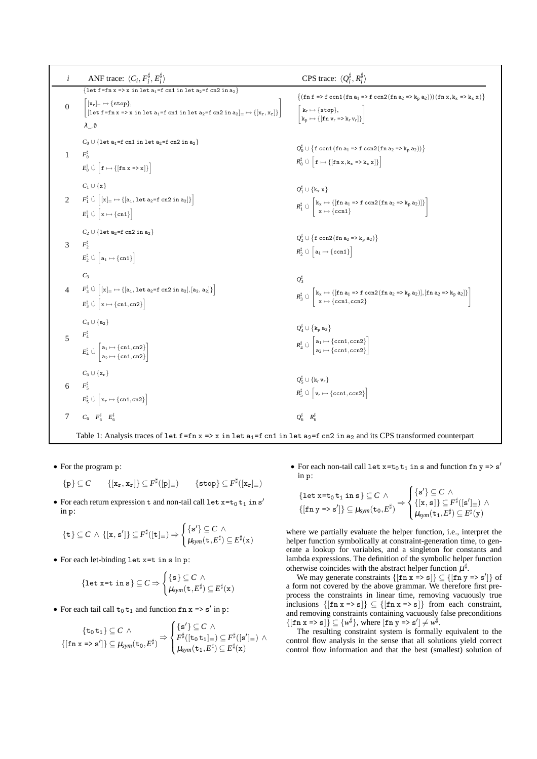| $i$ | ANF trace: $\langle C_i, F^\sharp_i, E^\sharp_i \rangle$ | CPS trace: $\langle Q^\sharp_i, R^\sharp_i \rangle$ |
|---|---|---|
| 0 | $\{\texttt{let f=fn x => x in let a}_1\texttt{=f cn1 in let a}_2\texttt{=f cn2 in a}_2\}$ <br> $\begin{bmatrix} [\texttt{x}_r]_\equiv \mapsto \{\texttt{stop}\}, \\ [\texttt{let f=fn x => x in let a}_1\texttt{=f cn1 in let a}_2\texttt{=f cn2 in a}_2]_\equiv \mapsto \{[\texttt{x}_r, \texttt{x}_r]\} \end{bmatrix}$ <br> $\lambda\_.\emptyset$ | $\{(\texttt{fn f => f cn1(fn a}_1\texttt{ => f cn2(fn a}_2\texttt{ => k}_p\texttt{ a}_2\texttt{)))(fn x,k}_x\texttt{ => k}_x\texttt{ x)}\}$ <br> $\begin{bmatrix} \texttt{k}_r \mapsto \{\texttt{stop}\}, \\ \texttt{k}_p \mapsto \{[\texttt{fn v}_r\texttt{ => k}_r\texttt{ v}_r]\} \end{bmatrix}$ |
| 1 | $C_0 \cup \{\texttt{let a}_1\texttt{=f cn1 in let a}_2\texttt{=f cn2 in a}_2\}$ <br> $F^\sharp_0$ <br> $E^\sharp_0 \,\dot\cup\, \left[\texttt{f} \mapsto \{[\texttt{fn x => x}]\}\right]$ | $Q^\sharp_0 \cup \{\texttt{f ccn1(fn a}_1\texttt{ => f ccn2(fn a}_2\texttt{ => k}_p\texttt{ a}_2\texttt{))}\}$ <br> $R^\sharp_0 \,\dot\cup\, \left[\texttt{f} \mapsto \{[\texttt{fn x,k}_x\texttt{ => k}_x\texttt{ x}]\}\right]$ |
| 2 | $C_1 \cup \{\texttt{x}\}$ <br> $F^\sharp_1 \,\dot\cup\, \left[[\texttt{x}]_\equiv \mapsto \{[\texttt{a}_1\texttt{, let a}_2\texttt{=f cn2 in a}_2]\}\right]$ <br> $E^\sharp_1 \,\dot\cup\, \left[\texttt{x} \mapsto \{\texttt{cn1}\}\right]$ | $Q^\sharp_1 \cup \{\texttt{k}_x\texttt{ x}\}$ <br> $R^\sharp_1 \,\dot\cup\, \begin{bmatrix} \texttt{k}_x \mapsto \{[\texttt{fn a}_1\texttt{ => f ccn2(fn a}_2\texttt{ => k}_p\texttt{ a}_2\texttt{)}]\} \\ \texttt{x} \mapsto \{\texttt{ccn1}\} \end{bmatrix}$ |
| 3 | $C_2 \cup \{\texttt{let a}_2\texttt{=f cn2 in a}_2\}$ <br> $F^\sharp_2$ <br> $E^\sharp_2 \,\dot\cup\, \left[\texttt{a}_1 \mapsto \{\texttt{cn1}\}\right]$ | $Q^\sharp_2 \cup \{\texttt{f ccn2(fn a}_2\texttt{ => k}_p\texttt{ a}_2\texttt{)}\}$ <br> $R^\sharp_2 \,\dot\cup\, \left[\texttt{a}_1 \mapsto \{\texttt{ccn1}\}\right]$ |
| 4 | $C_3$ <br> $F^\sharp_3 \,\dot\cup\, \left[[\texttt{x}]_\equiv \mapsto \{[\texttt{a}_1\texttt{, let a}_2\texttt{=f cn2 in a}_2], [\texttt{a}_2, \texttt{a}_2]\}\right]$ <br> $E^\sharp_3 \,\dot\cup\, \left[\texttt{x} \mapsto \{\texttt{cn1}, \texttt{cn2}\}\right]$ | $Q^\sharp_3$ <br> $R^\sharp_3 \,\dot\cup\, \begin{bmatrix} \texttt{k}_x \mapsto \{[\texttt{fn a}_1\texttt{ => f ccn2(fn a}_2\texttt{ => k}_p\texttt{ a}_2\texttt{)}], [\texttt{fn a}_2\texttt{ => k}_p\texttt{ a}_2]\} \\ \texttt{x} \mapsto \{\texttt{ccn1}, \texttt{ccn2}\} \end{bmatrix}$ |
| 5 | $C_4 \cup \{\texttt{a}_2\}$ <br> $F^\sharp_4$ <br> $E^\sharp_4 \,\dot\cup\, \begin{bmatrix} \texttt{a}_1 \mapsto \{\texttt{cn1}, \texttt{cn2}\} \\ \texttt{a}_2 \mapsto \{\texttt{cn1}, \texttt{cn2}\} \end{bmatrix}$ | $Q^\sharp_4 \cup \{\texttt{k}_p\texttt{ a}_2\}$ <br> $R^\sharp_4 \,\dot\cup\, \begin{bmatrix} \texttt{a}_1 \mapsto \{\texttt{ccn1}, \texttt{ccn2}\} \\ \texttt{a}_2 \mapsto \{\texttt{ccn1}, \texttt{ccn2}\} \end{bmatrix}$ |
| 6 | $C_5 \cup \{\texttt{x}_r\}$ <br> $F^\sharp_5$ <br> $E^\sharp_5 \,\dot\cup\, \left[\texttt{x}_r \mapsto \{\texttt{cn1}, \texttt{cn2}\}\right]$ | $Q^\sharp_5 \cup \{\texttt{k}_r\texttt{ v}_r\}$ <br> $R^\sharp_5 \,\dot\cup\, \left[\texttt{v}_r \mapsto \{\texttt{ccn1}, \texttt{ccn2}\}\right]$ |
| 7 | $C_6 \quad F^\sharp_6 \quad E^\sharp_6$ | $Q^\sharp_6 \quad R^\sharp_6$ |

Table 1: Analysis traces of `let f=fn x => x in let a`$_1$`=f cn1 in let a`$_2$`=f cn2 in a`$_2$ and its CPS transformed counterpart

- For the program p:

$$\{\texttt{p}\} \subseteq C \qquad \{[\texttt{x}_r, \texttt{x}_r]\} \subseteq F^\sharp([\texttt{p}]_\equiv) \qquad \{\texttt{stop}\} \subseteq F^\sharp([\texttt{x}_r]_\equiv)$$

- For each return expression t and non-tail call `let x=t`$_0$` t`$_1$` in s'` in p:

$$\{\texttt{t}\} \subseteq C \;\wedge\; \{[\texttt{x}, \texttt{s}']\} \subseteq F^\sharp([\texttt{t}]_\equiv) \Rightarrow \begin{cases} \{\texttt{s}'\} \subseteq C \;\wedge \\ \mu_{sym}(\texttt{t}, E^\sharp) \subseteq E^\sharp(\texttt{x}) \end{cases}$$

- For each let-binding `let x=t in s` in p:

$$\{\texttt{let x=t in s}\} \subseteq C \Rightarrow \begin{cases} \{\texttt{s}\} \subseteq C \;\wedge \\ \mu_{sym}(\texttt{t}, E^\sharp) \subseteq E^\sharp(\texttt{x}) \end{cases}$$

- For each tail call $\texttt{t}_0\,\texttt{t}_1$ and function `fn x => s'` in p:

$$\begin{matrix} \{\texttt{t}_0\,\texttt{t}_1\} \subseteq C \;\wedge \\ \{[\texttt{fn x => s}']\} \subseteq \mu_{sym}(\texttt{t}_0, E^\sharp) \end{matrix} \Rightarrow \begin{cases} \{\texttt{s}'\} \subseteq C \;\wedge \\ F^\sharp([\texttt{t}_0\,\texttt{t}_1]_\equiv) \subseteq F^\sharp([\texttt{s}']_\equiv) \;\wedge \\ \mu_{sym}(\texttt{t}_1, E^\sharp) \subseteq E^\sharp(\texttt{x}) \end{cases}$$

- For each non-tail call `let x=t`$_0$` t`$_1$` in s` and function `fn y => s'` in p:

$$\begin{matrix} \{\texttt{let x=t}_0\,\texttt{t}_1\texttt{ in s}\} \subseteq C \;\wedge \\ \{[\texttt{fn y => s}']\} \subseteq \mu_{sym}(\texttt{t}_0, E^\sharp) \end{matrix} \Rightarrow \begin{cases} \{\texttt{s}'\} \subseteq C \;\wedge \\ \{[\texttt{x}, \texttt{s}]\} \subseteq F^\sharp([\texttt{s}']_\equiv) \;\wedge \\ \mu_{sym}(\texttt{t}_1, E^\sharp) \subseteq E^\sharp(\texttt{y}) \end{cases}$$

where we partially evaluate the helper function, i.e., interpret the helper function symbolically at constraint-generation time, to generate a lookup for variables, and a singleton for constants and lambda expressions. The definition of the symbolic helper function otherwise coincides with the abstract helper function $\mu^\sharp$.

We may generate constraints $\{[\texttt{fn x => s}]\} \subseteq \{[\texttt{fn y => s}']\}$ of a form not covered by the above grammar. We therefore first preprocess the constraints in linear time, removing vacuously true inclusions $\{[\texttt{fn x => s}]\} \subseteq \{[\texttt{fn x => s}]\}$ from each constraint, and removing constraints containing vacuously false preconditions $\{[\texttt{fn x => s}]\} \subseteq \{w^\sharp\}$, where $[\texttt{fn y => s}'] \neq w^\sharp$.

The resulting constraint system is formally equivalent to the control flow analysis in the sense that all solutions yield correct control flow information and that the best (smallest) solution of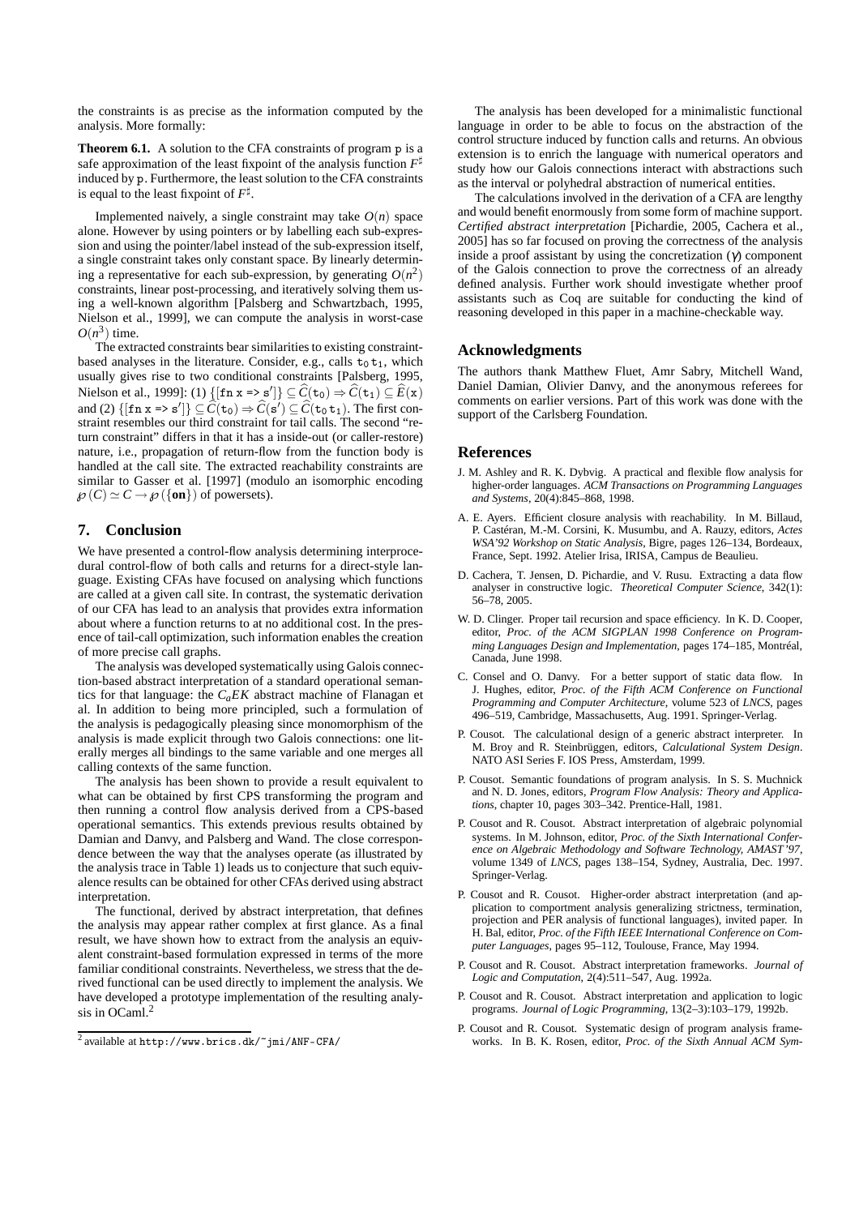the constraints is as precise as the information computed by the analysis. More formally:

**Theorem 6.1.** A solution to the CFA constraints of program p is a safe approximation of the least fixpoint of the analysis function $F^\sharp$ induced by p. Furthermore, the least solution to the CFA constraints is equal to the least fixpoint of $F^\sharp$.

Implemented naively, a single constraint may take $O(n)$ space alone. However by using pointers or by labelling each sub-expression and using the pointer/label instead of the sub-expression itself, a single constraint takes only constant space. By linearly determining a representative for each sub-expression, by generating $O(n^2)$ constraints, linear post-processing, and iteratively solving them using a well-known algorithm [Palsberg and Schwartzbach, 1995, Nielson et al., 1999], we can compute the analysis in worst-case $O(n^3)$ time.

The extracted constraints bear similarities to existing constraint-based analyses in the literature. Consider, e.g., calls $\mathtt{t_0\,t_1}$, which usually gives rise to two conditional constraints [Palsberg, 1995, Nielson et al., 1999]: (1) $\{[\mathtt{fn\ x\ =>\ s'}]\} \subseteq \widehat{C}(\mathtt{t_0}) \Rightarrow \widehat{C}(\mathtt{t_1}) \subseteq \widehat{E}(\mathtt{x})$ and (2) $\{[\mathtt{fn\ x\ =>\ s'}]\} \subseteq \widehat{C}(\mathtt{t_0}) \Rightarrow \widehat{C}(\mathtt{s'}) \subseteq \widehat{C}(\mathtt{t_0\,t_1})$. The first constraint resembles our third constraint for tail calls. The second "return constraint" differs in that it has a inside-out (or caller-restore) nature, i.e., propagation of return-flow from the function body is handled at the call site. The extracted reachability constraints are similar to Gasser et al. [1997] (modulo an isomorphic encoding $\wp(C) \simeq C \to \wp(\{\mathbf{on}\})$ of powersets).

## 7. Conclusion

We have presented a control-flow analysis determining interprocedural control-flow of both calls and returns for a direct-style language. Existing CFAs have focused on analysing which functions are called at a given call site. In contrast, the systematic derivation of our CFA has lead to an analysis that provides extra information about where a function returns to at no additional cost. In the presence of tail-call optimization, such information enables the creation of more precise call graphs.

The analysis was developed systematically using Galois connection-based abstract interpretation of a standard operational semantics for that language: the $C_aEK$ abstract machine of Flanagan et al. In addition to being more principled, such a formulation of the analysis is pedagogically pleasing since monomorphism of the analysis is made explicit through two Galois connections: one literally merges all bindings to the same variable and one merges all calling contexts of the same function.

The analysis has been shown to provide a result equivalent to what can be obtained by first CPS transforming the program and then running a control flow analysis derived from a CPS-based operational semantics. This extends previous results obtained by Damian and Danvy, and Palsberg and Wand. The close correspondence between the way that the analyses operate (as illustrated by the analysis trace in Table 1) leads us to conjecture that such equivalence results can be obtained for other CFAs derived using abstract interpretation.

The functional, derived by abstract interpretation, that defines the analysis may appear rather complex at first glance. As a final result, we have shown how to extract from the analysis an equivalent constraint-based formulation expressed in terms of the more familiar conditional constraints. Nevertheless, we stress that the derived functional can be used directly to implement the analysis. We have developed a prototype implementation of the resulting analysis in OCaml.[2]

[2] available at http://www.brics.dk/~jmi/ANF-CFA/

The analysis has been developed for a minimalistic functional language in order to be able to focus on the abstraction of the control structure induced by function calls and returns. An obvious extension is to enrich the language with numerical operators and study how our Galois connections interact with abstractions such as the interval or polyhedral abstraction of numerical entities.

The calculations involved in the derivation of a CFA are lengthy and would benefit enormously from some form of machine support. *Certified abstract interpretation* [Pichardie, 2005, Cachera et al., 2005] has so far focused on proving the correctness of the analysis inside a proof assistant by using the concretization ($\gamma$) component of the Galois connection to prove the correctness of an already defined analysis. Further work should investigate whether proof assistants such as Coq are suitable for conducting the kind of reasoning developed in this paper in a machine-checkable way.

## Acknowledgments

The authors thank Matthew Fluet, Amr Sabry, Mitchell Wand, Daniel Damian, Olivier Danvy, and the anonymous referees for comments on earlier versions. Part of this work was done with the support of the Carlsberg Foundation.

## References

J. M. Ashley and R. K. Dybvig. A practical and flexible flow analysis for higher-order languages. *ACM Transactions on Programming Languages and Systems*, 20(4):845–868, 1998.

A. E. Ayers. Efficient closure analysis with reachability. In M. Billaud, P. Castéran, M.-M. Corsini, K. Musumbu, and A. Rauzy, editors, *Actes WSA'92 Workshop on Static Analysis*, Bigre, pages 126–134, Bordeaux, France, Sept. 1992. Atelier Irisa, IRISA, Campus de Beaulieu.

D. Cachera, T. Jensen, D. Pichardie, and V. Rusu. Extracting a data flow analyser in constructive logic. *Theoretical Computer Science*, 342(1): 56–78, 2005.

W. D. Clinger. Proper tail recursion and space efficiency. In K. D. Cooper, editor, *Proc. of the ACM SIGPLAN 1998 Conference on Programming Languages Design and Implementation*, pages 174–185, Montréal, Canada, June 1998.

C. Consel and O. Danvy. For a better support of static data flow. In J. Hughes, editor, *Proc. of the Fifth ACM Conference on Functional Programming and Computer Architecture*, volume 523 of *LNCS*, pages 496–519, Cambridge, Massachusetts, Aug. 1991. Springer-Verlag.

P. Cousot. The calculational design of a generic abstract interpreter. In M. Broy and R. Steinbrüggen, editors, *Calculational System Design*. NATO ASI Series F. IOS Press, Amsterdam, 1999.

P. Cousot. Semantic foundations of program analysis. In S. S. Muchnick and N. D. Jones, editors, *Program Flow Analysis: Theory and Applications*, chapter 10, pages 303–342. Prentice-Hall, 1981.

P. Cousot and R. Cousot. Abstract interpretation of algebraic polynomial systems. In M. Johnson, editor, *Proc. of the Sixth International Conference on Algebraic Methodology and Software Technology, AMAST'97*, volume 1349 of *LNCS*, pages 138–154, Sydney, Australia, Dec. 1997. Springer-Verlag.

P. Cousot and R. Cousot. Higher-order abstract interpretation (and application to comportment analysis generalizing strictness, termination, projection and PER analysis of functional languages), invited paper. In H. Bal, editor, *Proc. of the Fifth IEEE International Conference on Computer Languages*, pages 95–112, Toulouse, France, May 1994.

P. Cousot and R. Cousot. Abstract interpretation frameworks. *Journal of Logic and Computation*, 2(4):511–547, Aug. 1992a.

P. Cousot and R. Cousot. Abstract interpretation and application to logic programs. *Journal of Logic Programming*, 13(2–3):103–179, 1992b.

P. Cousot and R. Cousot. Systematic design of program analysis frameworks. In B. K. Rosen, editor, *Proc. of the Sixth Annual ACM Sym-*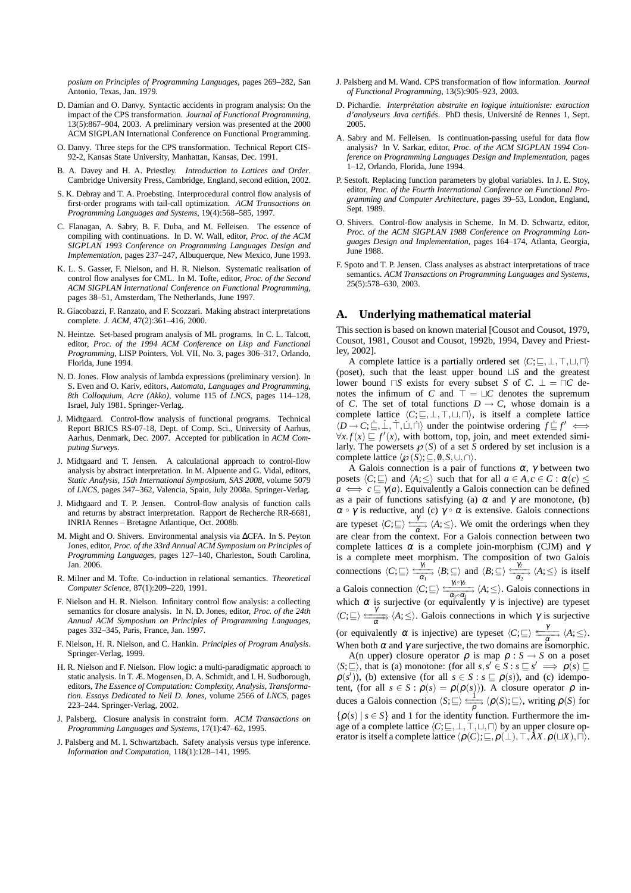posium on Principles of Programming Languages*, pages 269–282, San Antonio, Texas, Jan. 1979.

D. Damian and O. Danvy. Syntactic accidents in program analysis: On the impact of the CPS transformation. *Journal of Functional Programming*, 13(5):867–904, 2003. A preliminary version was presented at the 2000 ACM SIGPLAN International Conference on Functional Programming.

O. Danvy. Three steps for the CPS transformation. Technical Report CIS-92-2, Kansas State University, Manhattan, Kansas, Dec. 1991.

B. A. Davey and H. A. Priestley. *Introduction to Lattices and Order*. Cambridge University Press, Cambridge, England, second edition, 2002.

S. K. Debray and T. A. Proebsting. Interprocedural control flow analysis of first-order programs with tail-call optimization. *ACM Transactions on Programming Languages and Systems*, 19(4):568–585, 1997.

C. Flanagan, A. Sabry, B. F. Duba, and M. Felleisen. The essence of compiling with continuations. In D. W. Wall, editor, *Proc. of the ACM SIGPLAN 1993 Conference on Programming Languages Design and Implementation*, pages 237–247, Albuquerque, New Mexico, June 1993.

K. L. S. Gasser, F. Nielson, and H. R. Nielson. Systematic realisation of control flow analyses for CML. In M. Tofte, editor, *Proc. of the Second ACM SIGPLAN International Conference on Functional Programming*, pages 38–51, Amsterdam, The Netherlands, June 1997.

R. Giacobazzi, F. Ranzato, and F. Scozzari. Making abstract interpretations complete. *J. ACM*, 47(2):361–416, 2000.

N. Heintze. Set-based program analysis of ML programs. In C. L. Talcott, editor, *Proc. of the 1994 ACM Conference on Lisp and Functional Programming*, LISP Pointers, Vol. VII, No. 3, pages 306–317, Orlando, Florida, June 1994.

N. D. Jones. Flow analysis of lambda expressions (preliminary version). In S. Even and O. Kariv, editors, *Automata, Languages and Programming, 8th Colloquium, Acre (Akko)*, volume 115 of *LNCS*, pages 114–128, Israel, July 1981. Springer-Verlag.

J. Midtgaard. Control-flow analysis of functional programs. Technical Report BRICS RS-07-18, Dept. of Comp. Sci., University of Aarhus, Aarhus, Denmark, Dec. 2007. Accepted for publication in *ACM Computing Surveys*.

J. Midtgaard and T. Jensen. A calculational approach to control-flow analysis by abstract interpretation. In M. Alpuente and G. Vidal, editors, *Static Analysis, 15th International Symposium, SAS 2008*, volume 5079 of *LNCS*, pages 347–362, Valencia, Spain, July 2008a. Springer-Verlag.

J. Midtgaard and T. P. Jensen. Control-flow analysis of function calls and returns by abstract interpretation. Rapport de Recherche RR-6681, INRIA Rennes – Bretagne Atlantique, Oct. 2008b.

M. Might and O. Shivers. Environmental analysis via ΔCFA. In S. Peyton Jones, editor, *Proc. of the 33rd Annual ACM Symposium on Principles of Programming Languages*, pages 127–140, Charleston, South Carolina, Jan. 2006.

R. Milner and M. Tofte. Co-induction in relational semantics. *Theoretical Computer Science*, 87(1):209–220, 1991.

F. Nielson and H. R. Nielson. Infinitary control flow analysis: a collecting semantics for closure analysis. In N. D. Jones, editor, *Proc. of the 24th Annual ACM Symposium on Principles of Programming Languages*, pages 332–345, Paris, France, Jan. 1997.

F. Nielson, H. R. Nielson, and C. Hankin. *Principles of Program Analysis*. Springer-Verlag, 1999.

H. R. Nielson and F. Nielson. Flow logic: a multi-paradigmatic approach to static analysis. In T. Æ. Mogensen, D. A. Schmidt, and I. H. Sudborough, editors, *The Essence of Computation: Complexity, Analysis, Transformation. Essays Dedicated to Neil D. Jones*, volume 2566 of *LNCS*, pages 223–244. Springer-Verlag, 2002.

J. Palsberg. Closure analysis in constraint form. *ACM Transactions on Programming Languages and Systems*, 17(1):47–62, 1995.

J. Palsberg and M. I. Schwartzbach. Safety analysis versus type inference. *Information and Computation*, 118(1):128–141, 1995.

J. Palsberg and M. Wand. CPS transformation of flow information. *Journal of Functional Programming*, 13(5):905–923, 2003.

D. Pichardie. *Interprétation abstraite en logique intuitioniste: extraction d'analyseurs Java certifiés*. PhD thesis, Université de Rennes 1, Sept. 2005.

A. Sabry and M. Felleisen. Is continuation-passing useful for data flow analysis? In V. Sarkar, editor, *Proc. of the ACM SIGPLAN 1994 Conference on Programming Languages Design and Implementation*, pages 1–12, Orlando, Florida, June 1994.

P. Sestoft. Replacing function parameters by global variables. In J. E. Stoy, editor, *Proc. of the Fourth International Conference on Functional Programming and Computer Architecture*, pages 39–53, London, England, Sept. 1989.

O. Shivers. Control-flow analysis in Scheme. In M. D. Schwartz, editor, *Proc. of the ACM SIGPLAN 1988 Conference on Programming Languages Design and Implementation*, pages 164–174, Atlanta, Georgia, June 1988.

F. Spoto and T. P. Jensen. Class analyses as abstract interpretations of trace semantics. *ACM Transactions on Programming Languages and Systems*, 25(5):578–630, 2003.

## A. Underlying mathematical material

This section is based on known material [Cousot and Cousot, 1979, Cousot, 1981, Cousot and Cousot, 1992b, 1994, Davey and Priestley, 2002].

A complete lattice is a partially ordered set $\langle C; \sqsubseteq, \bot, \top, \sqcup, \sqcap \rangle$ (poset), such that the least upper bound $\sqcup S$ and the greatest lower bound $\sqcap S$ exists for every subset $S$ of $C$. $\bot = \sqcap C$ denotes the infimum of $C$ and $\top = \sqcup C$ denotes the supremum of $C$. The set of total functions $D \to C$, whose domain is a complete lattice $\langle C; \sqsubseteq, \bot, \top, \sqcup, \sqcap \rangle$, is itself a complete lattice $\langle D \to C; \dot{\sqsubseteq}, \dot{\bot}, \dot{\top}, \dot{\sqcup}, \dot{\sqcap} \rangle$ under the pointwise ordering $f \dot{\sqsubseteq} f' \iff \forall x. f(x) \sqsubseteq f'(x)$, with bottom, top, join, and meet extended similarly. The powersets $\wp(S)$ of a set $S$ ordered by set inclusion is a complete lattice $\langle \wp(S); \subseteq, \emptyset, S, \cup, \cap \rangle$.

A Galois connection is a pair of functions $\alpha, \gamma$ between two posets $\langle C; \sqsubseteq \rangle$ and $\langle A; \leq \rangle$ such that for all $a \in A, c \in C : \alpha(c) \leq a \iff c \sqsubseteq \gamma(a)$. Equivalently a Galois connection can be defined as a pair of functions satisfying (a) $\alpha$ and $\gamma$ are monotone, (b) $\alpha \circ \gamma$ is reductive, and (c) $\gamma \circ \alpha$ is extensive. Galois connections are typeset $\langle C; \sqsubseteq \rangle \underset{\alpha}{\overset{\gamma}{\leftrightarrows}} \langle A; \leq \rangle$. We omit the orderings when they are clear from the context. For a Galois connection between two complete lattices $\alpha$ is a complete join-morphism (CJM) and $\gamma$ is a complete meet morphism. The composition of two Galois connections $\langle C; \sqsubseteq \rangle \underset{\alpha_1}{\overset{\gamma_1}{\leftrightarrows}} \langle B; \subseteq \rangle$ and $\langle B; \subseteq \rangle \underset{\alpha_2}{\overset{\gamma_2}{\leftrightarrows}} \langle A; \leq \rangle$ is itself a Galois connection $\langle C; \sqsubseteq \rangle \underset{\alpha_2 \circ \alpha_1}{\overset{\gamma_1 \circ \gamma_2}{\leftrightarrows}} \langle A; \leq \rangle$. Galois connections in which $\alpha$ is surjective (or equivalently $\gamma$ is injective) are typeset $\langle C; \sqsubseteq \rangle \underset{\alpha}{\overset{\gamma}{\leftrightarrows}} \langle A; \leq \rangle$. Galois connections in which $\gamma$ is surjective (or equivalently $\alpha$ is injective) are typeset $\langle C; \sqsubseteq \rangle \underset{\alpha}{\overset{\gamma}{\leftrightarrows}} \langle A; \leq \rangle$. When both $\alpha$ and $\gamma$ are surjective, the two domains are isomorphic.

A(n upper) closure operator $\rho$ is map $\rho : S \to S$ on a poset $\langle S; \sqsubseteq \rangle$, that is (a) monotone: (for all $s, s' \in S : s \sqsubseteq s' \implies \rho(s) \sqsubseteq \rho(s')$), (b) extensive (for all $s \in S : s \sqsubseteq \rho(s)$), and (c) idempotent, (for all $s \in S : \rho(s) = \rho(\rho(s))$). A closure operator $\rho$ induces a Galois connection $\langle S; \sqsubseteq \rangle \underset{\rho}{\overset{1}{\leftrightarrows}} \langle \rho(S); \sqsubseteq \rangle$, writing $\rho(S)$ for $\{\rho(s) \mid s \in S\}$ and 1 for the identity function. Furthermore the image of a complete lattice $\langle C; \sqsubseteq, \bot, \top, \sqcup, \sqcap \rangle$ by an upper closure operator is itself a complete lattice $\langle \rho(C); \sqsubseteq, \rho(\bot), \top, \lambda X. \rho(\sqcup X), \sqcap \rangle$.